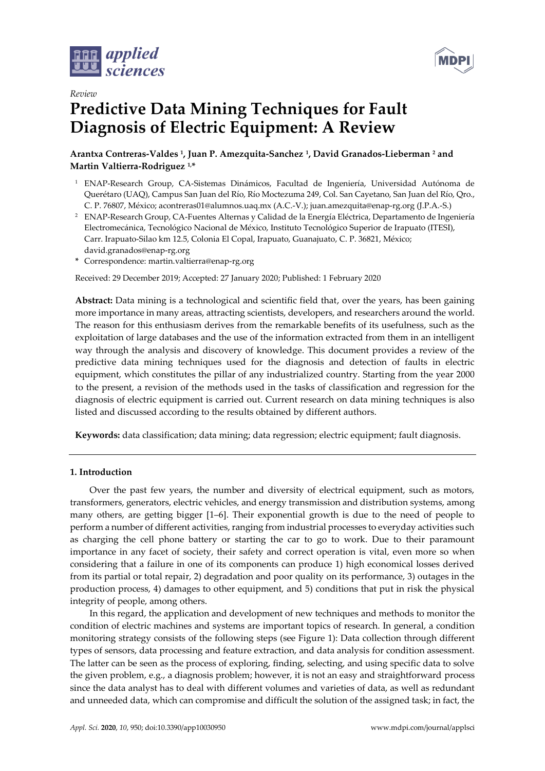*Review*

# Predictive Data Mining Techniques for Fault Diagnosis of Electric Equipment: A Review

**Arantxa Contreras-Valdes [1], Juan P. Amezquita-Sanchez [1], David Granados-Lieberman [2] and Martin Valtierra-Rodriguez [1,*]**

[1] ENAP-Research Group, CA-Sistemas Dinámicos, Facultad de Ingeniería, Universidad Autónoma de Querétaro (UAQ), Campus San Juan del Río, Río Moctezuma 249, Col. San Cayetano, San Juan del Río, Qro., C. P. 76807, México; acontreras01@alumnos.uaq.mx (A.C.-V.); juan.amezquita@enap-rg.org (J.P.A.-S.)

[2] ENAP-Research Group, CA-Fuentes Alternas y Calidad de la Energía Eléctrica, Departamento de Ingeniería Electromecánica, Tecnológico Nacional de México, Instituto Tecnológico Superior de Irapuato (ITESI), Carr. Irapuato-Silao km 12.5, Colonia El Copal, Irapuato, Guanajuato, C. P. 36821, México; david.granados@enap-rg.org

* Correspondence: martin.valtierra@enap-rg.org

Received: 29 December 2019; Accepted: 27 January 2020; Published: 1 February 2020

**Abstract:** Data mining is a technological and scientific field that, over the years, has been gaining more importance in many areas, attracting scientists, developers, and researchers around the world. The reason for this enthusiasm derives from the remarkable benefits of its usefulness, such as the exploitation of large databases and the use of the information extracted from them in an intelligent way through the analysis and discovery of knowledge. This document provides a review of the predictive data mining techniques used for the diagnosis and detection of faults in electric equipment, which constitutes the pillar of any industrialized country. Starting from the year 2000 to the present, a revision of the methods used in the tasks of classification and regression for the diagnosis of electric equipment is carried out. Current research on data mining techniques is also listed and discussed according to the results obtained by different authors.

**Keywords:** data classification; data mining; data regression; electric equipment; fault diagnosis.

## 1. Introduction

Over the past few years, the number and diversity of electrical equipment, such as motors, transformers, generators, electric vehicles, and energy transmission and distribution systems, among many others, are getting bigger [1–6]. Their exponential growth is due to the need of people to perform a number of different activities, ranging from industrial processes to everyday activities such as charging the cell phone battery or starting the car to go to work. Due to their paramount importance in any facet of society, their safety and correct operation is vital, even more so when considering that a failure in one of its components can produce 1) high economical losses derived from its partial or total repair, 2) degradation and poor quality on its performance, 3) outages in the production process, 4) damages to other equipment, and 5) conditions that put in risk the physical integrity of people, among others.

In this regard, the application and development of new techniques and methods to monitor the condition of electric machines and systems are important topics of research. In general, a condition monitoring strategy consists of the following steps (see Figure 1): Data collection through different types of sensors, data processing and feature extraction, and data analysis for condition assessment. The latter can be seen as the process of exploring, finding, selecting, and using specific data to solve the given problem, e.g., a diagnosis problem; however, it is not an easy and straightforward process since the data analyst has to deal with different volumes and varieties of data, as well as redundant and unneeded data, which can compromise and difficult the solution of the assigned task; in fact, the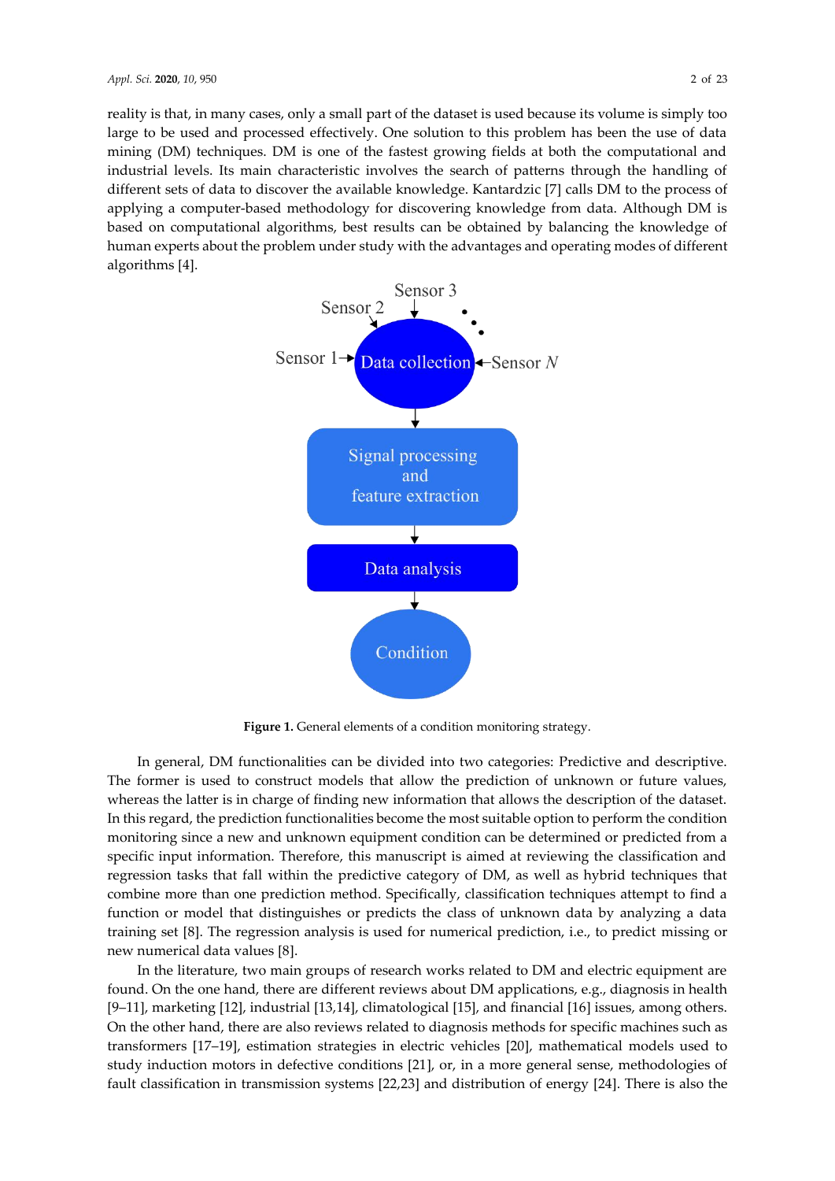reality is that, in many cases, only a small part of the dataset is used because its volume is simply too large to be used and processed effectively. One solution to this problem has been the use of data mining (DM) techniques. DM is one of the fastest growing fields at both the computational and industrial levels. Its main characteristic involves the search of patterns through the handling of different sets of data to discover the available knowledge. Kantardzic [7] calls DM to the process of applying a computer-based methodology for discovering knowledge from data. Although DM is based on computational algorithms, best results can be obtained by balancing the knowledge of human experts about the problem under study with the advantages and operating modes of different algorithms [4].

**Figure 1.** General elements of a condition monitoring strategy.

In general, DM functionalities can be divided into two categories: Predictive and descriptive. The former is used to construct models that allow the prediction of unknown or future values, whereas the latter is in charge of finding new information that allows the description of the dataset. In this regard, the prediction functionalities become the most suitable option to perform the condition monitoring since a new and unknown equipment condition can be determined or predicted from a specific input information. Therefore, this manuscript is aimed at reviewing the classification and regression tasks that fall within the predictive category of DM, as well as hybrid techniques that combine more than one prediction method. Specifically, classification techniques attempt to find a function or model that distinguishes or predicts the class of unknown data by analyzing a data training set [8]. The regression analysis is used for numerical prediction, i.e., to predict missing or new numerical data values [8].

In the literature, two main groups of research works related to DM and electric equipment are found. On the one hand, there are different reviews about DM applications, e.g., diagnosis in health [9–11], marketing [12], industrial [13,14], climatological [15], and financial [16] issues, among others. On the other hand, there are also reviews related to diagnosis methods for specific machines such as transformers [17–19], estimation strategies in electric vehicles [20], mathematical models used to study induction motors in defective conditions [21], or, in a more general sense, methodologies of fault classification in transmission systems [22,23] and distribution of energy [24]. There is also the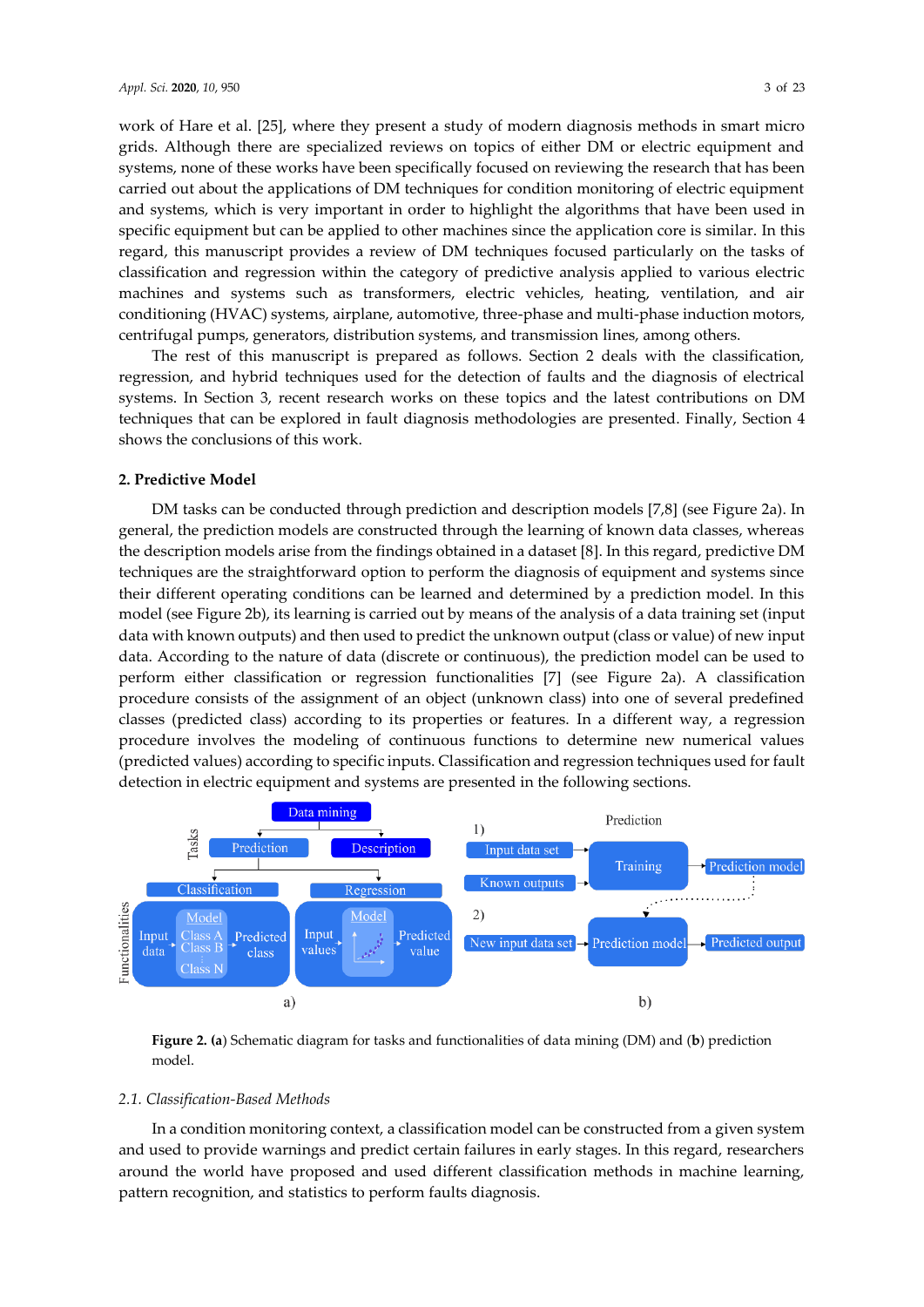work of Hare et al. [25], where they present a study of modern diagnosis methods in smart micro grids. Although there are specialized reviews on topics of either DM or electric equipment and systems, none of these works have been specifically focused on reviewing the research that has been carried out about the applications of DM techniques for condition monitoring of electric equipment and systems, which is very important in order to highlight the algorithms that have been used in specific equipment but can be applied to other machines since the application core is similar. In this regard, this manuscript provides a review of DM techniques focused particularly on the tasks of classification and regression within the category of predictive analysis applied to various electric machines and systems such as transformers, electric vehicles, heating, ventilation, and air conditioning (HVAC) systems, airplane, automotive, three-phase and multi-phase induction motors, centrifugal pumps, generators, distribution systems, and transmission lines, among others.

The rest of this manuscript is prepared as follows. Section 2 deals with the classification, regression, and hybrid techniques used for the detection of faults and the diagnosis of electrical systems. In Section 3, recent research works on these topics and the latest contributions on DM techniques that can be explored in fault diagnosis methodologies are presented. Finally, Section 4 shows the conclusions of this work.

## 2. Predictive Model

DM tasks can be conducted through prediction and description models [7,8] (see Figure 2a). In general, the prediction models are constructed through the learning of known data classes, whereas the description models arise from the findings obtained in a dataset [8]. In this regard, predictive DM techniques are the straightforward option to perform the diagnosis of equipment and systems since their different operating conditions can be learned and determined by a prediction model. In this model (see Figure 2b), its learning is carried out by means of the analysis of a data training set (input data with known outputs) and then used to predict the unknown output (class or value) of new input data. According to the nature of data (discrete or continuous), the prediction model can be used to perform either classification or regression functionalities [7] (see Figure 2a). A classification procedure consists of the assignment of an object (unknown class) into one of several predefined classes (predicted class) according to its properties or features. In a different way, a regression procedure involves the modeling of continuous functions to determine new numerical values (predicted values) according to specific inputs. Classification and regression techniques used for fault detection in electric equipment and systems are presented in the following sections.

**Figure 2.** (**a**) Schematic diagram for tasks and functionalities of data mining (DM) and (**b**) prediction model.

### 2.1. Classification-Based Methods

In a condition monitoring context, a classification model can be constructed from a given system and used to provide warnings and predict certain failures in early stages. In this regard, researchers around the world have proposed and used different classification methods in machine learning, pattern recognition, and statistics to perform faults diagnosis.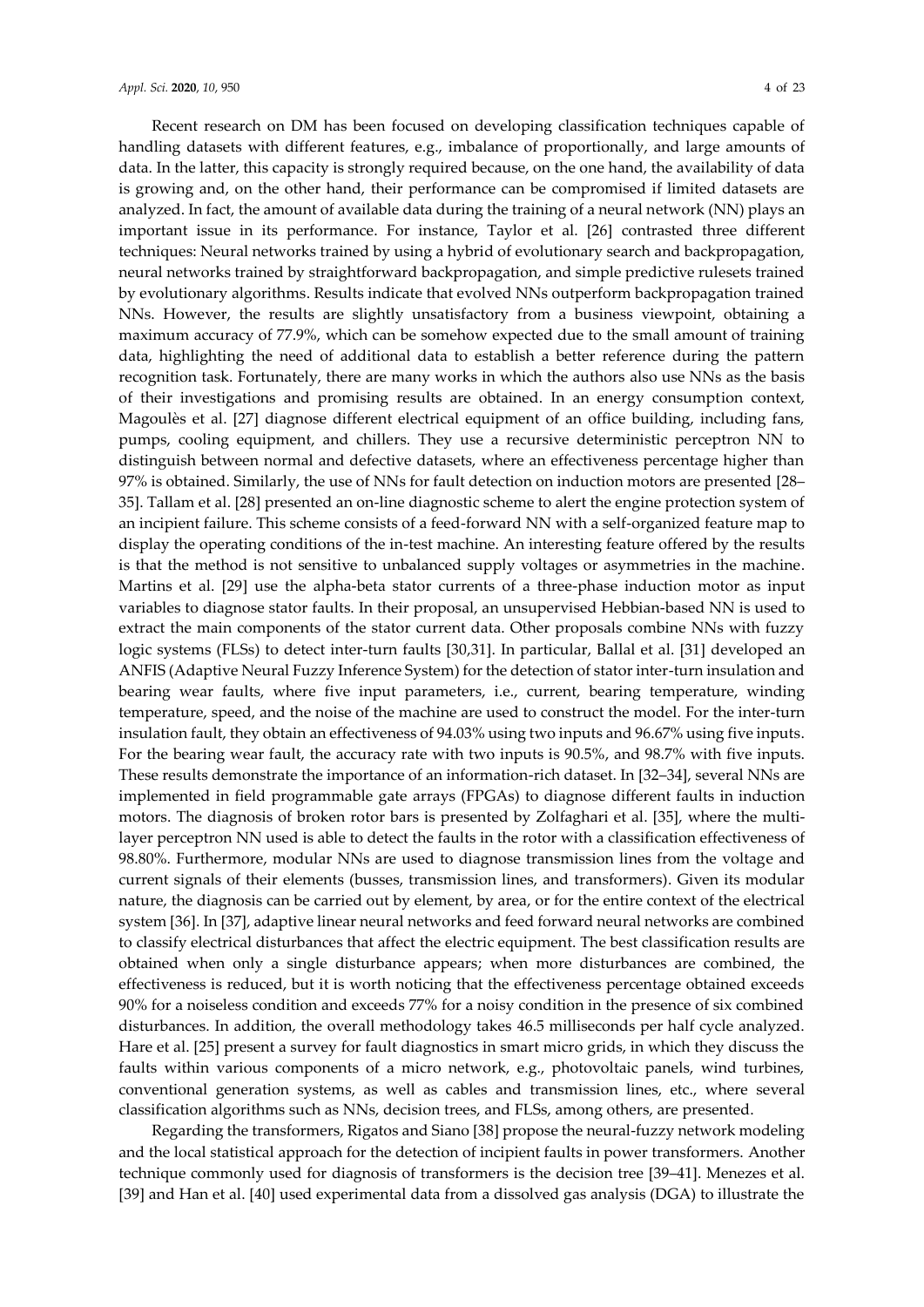Recent research on DM has been focused on developing classification techniques capable of handling datasets with different features, e.g., imbalance of proportionally, and large amounts of data. In the latter, this capacity is strongly required because, on the one hand, the availability of data is growing and, on the other hand, their performance can be compromised if limited datasets are analyzed. In fact, the amount of available data during the training of a neural network (NN) plays an important issue in its performance. For instance, Taylor et al. [26] contrasted three different techniques: Neural networks trained by using a hybrid of evolutionary search and backpropagation, neural networks trained by straightforward backpropagation, and simple predictive rulesets trained by evolutionary algorithms. Results indicate that evolved NNs outperform backpropagation trained NNs. However, the results are slightly unsatisfactory from a business viewpoint, obtaining a maximum accuracy of 77.9%, which can be somehow expected due to the small amount of training data, highlighting the need of additional data to establish a better reference during the pattern recognition task. Fortunately, there are many works in which the authors also use NNs as the basis of their investigations and promising results are obtained. In an energy consumption context, Magoulès et al. [27] diagnose different electrical equipment of an office building, including fans, pumps, cooling equipment, and chillers. They use a recursive deterministic perceptron NN to distinguish between normal and defective datasets, where an effectiveness percentage higher than 97% is obtained. Similarly, the use of NNs for fault detection on induction motors are presented [28–35]. Tallam et al. [28] presented an on-line diagnostic scheme to alert the engine protection system of an incipient failure. This scheme consists of a feed-forward NN with a self-organized feature map to display the operating conditions of the in-test machine. An interesting feature offered by the results is that the method is not sensitive to unbalanced supply voltages or asymmetries in the machine. Martins et al. [29] use the alpha-beta stator currents of a three-phase induction motor as input variables to diagnose stator faults. In their proposal, an unsupervised Hebbian-based NN is used to extract the main components of the stator current data. Other proposals combine NNs with fuzzy logic systems (FLSs) to detect inter-turn faults [30,31]. In particular, Ballal et al. [31] developed an ANFIS (Adaptive Neural Fuzzy Inference System) for the detection of stator inter-turn insulation and bearing wear faults, where five input parameters, i.e., current, bearing temperature, winding temperature, speed, and the noise of the machine are used to construct the model. For the inter-turn insulation fault, they obtain an effectiveness of 94.03% using two inputs and 96.67% using five inputs. For the bearing wear fault, the accuracy rate with two inputs is 90.5%, and 98.7% with five inputs. These results demonstrate the importance of an information-rich dataset. In [32–34], several NNs are implemented in field programmable gate arrays (FPGAs) to diagnose different faults in induction motors. The diagnosis of broken rotor bars is presented by Zolfaghari et al. [35], where the multi-layer perceptron NN used is able to detect the faults in the rotor with a classification effectiveness of 98.80%. Furthermore, modular NNs are used to diagnose transmission lines from the voltage and current signals of their elements (busses, transmission lines, and transformers). Given its modular nature, the diagnosis can be carried out by element, by area, or for the entire context of the electrical system [36]. In [37], adaptive linear neural networks and feed forward neural networks are combined to classify electrical disturbances that affect the electric equipment. The best classification results are obtained when only a single disturbance appears; when more disturbances are combined, the effectiveness is reduced, but it is worth noticing that the effectiveness percentage obtained exceeds 90% for a noiseless condition and exceeds 77% for a noisy condition in the presence of six combined disturbances. In addition, the overall methodology takes 46.5 milliseconds per half cycle analyzed. Hare et al. [25] present a survey for fault diagnostics in smart micro grids, in which they discuss the faults within various components of a micro network, e.g., photovoltaic panels, wind turbines, conventional generation systems, as well as cables and transmission lines, etc., where several classification algorithms such as NNs, decision trees, and FLSs, among others, are presented.

Regarding the transformers, Rigatos and Siano [38] propose the neural-fuzzy network modeling and the local statistical approach for the detection of incipient faults in power transformers. Another technique commonly used for diagnosis of transformers is the decision tree [39–41]. Menezes et al. [39] and Han et al. [40] used experimental data from a dissolved gas analysis (DGA) to illustrate the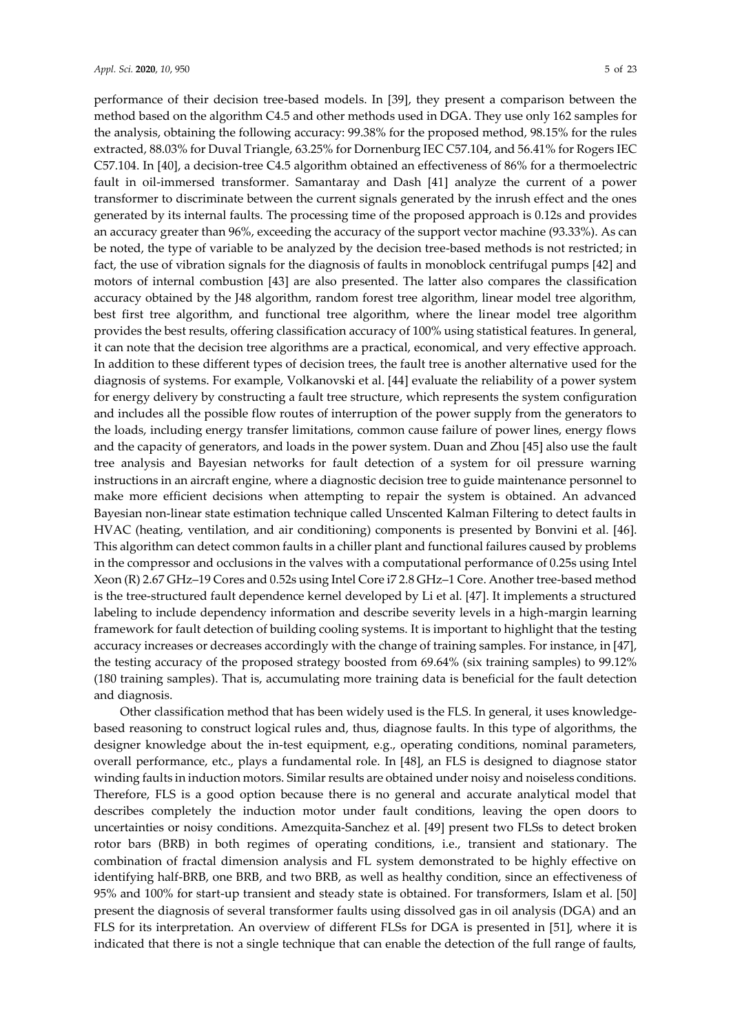performance of their decision tree-based models. In [39], they present a comparison between the method based on the algorithm C4.5 and other methods used in DGA. They use only 162 samples for the analysis, obtaining the following accuracy: 99.38% for the proposed method, 98.15% for the rules extracted, 88.03% for Duval Triangle, 63.25% for Dornenburg IEC C57.104, and 56.41% for Rogers IEC C57.104. In [40], a decision-tree C4.5 algorithm obtained an effectiveness of 86% for a thermoelectric fault in oil-immersed transformer. Samantaray and Dash [41] analyze the current of a power transformer to discriminate between the current signals generated by the inrush effect and the ones generated by its internal faults. The processing time of the proposed approach is 0.12s and provides an accuracy greater than 96%, exceeding the accuracy of the support vector machine (93.33%). As can be noted, the type of variable to be analyzed by the decision tree-based methods is not restricted; in fact, the use of vibration signals for the diagnosis of faults in monoblock centrifugal pumps [42] and motors of internal combustion [43] are also presented. The latter also compares the classification accuracy obtained by the J48 algorithm, random forest tree algorithm, linear model tree algorithm, best first tree algorithm, and functional tree algorithm, where the linear model tree algorithm provides the best results, offering classification accuracy of 100% using statistical features. In general, it can note that the decision tree algorithms are a practical, economical, and very effective approach. In addition to these different types of decision trees, the fault tree is another alternative used for the diagnosis of systems. For example, Volkanovski et al. [44] evaluate the reliability of a power system for energy delivery by constructing a fault tree structure, which represents the system configuration and includes all the possible flow routes of interruption of the power supply from the generators to the loads, including energy transfer limitations, common cause failure of power lines, energy flows and the capacity of generators, and loads in the power system. Duan and Zhou [45] also use the fault tree analysis and Bayesian networks for fault detection of a system for oil pressure warning instructions in an aircraft engine, where a diagnostic decision tree to guide maintenance personnel to make more efficient decisions when attempting to repair the system is obtained. An advanced Bayesian non-linear state estimation technique called Unscented Kalman Filtering to detect faults in HVAC (heating, ventilation, and air conditioning) components is presented by Bonvini et al. [46]. This algorithm can detect common faults in a chiller plant and functional failures caused by problems in the compressor and occlusions in the valves with a computational performance of 0.25s using Intel Xeon (R) 2.67 GHz–19 Cores and 0.52s using Intel Core i7 2.8 GHz–1 Core. Another tree-based method is the tree-structured fault dependence kernel developed by Li et al. [47]. It implements a structured labeling to include dependency information and describe severity levels in a high-margin learning framework for fault detection of building cooling systems. It is important to highlight that the testing accuracy increases or decreases accordingly with the change of training samples. For instance, in [47], the testing accuracy of the proposed strategy boosted from 69.64% (six training samples) to 99.12% (180 training samples). That is, accumulating more training data is beneficial for the fault detection and diagnosis.

Other classification method that has been widely used is the FLS. In general, it uses knowledge-based reasoning to construct logical rules and, thus, diagnose faults. In this type of algorithms, the designer knowledge about the in-test equipment, e.g., operating conditions, nominal parameters, overall performance, etc., plays a fundamental role. In [48], an FLS is designed to diagnose stator winding faults in induction motors. Similar results are obtained under noisy and noiseless conditions. Therefore, FLS is a good option because there is no general and accurate analytical model that describes completely the induction motor under fault conditions, leaving the open doors to uncertainties or noisy conditions. Amezquita-Sanchez et al. [49] present two FLSs to detect broken rotor bars (BRB) in both regimes of operating conditions, i.e., transient and stationary. The combination of fractal dimension analysis and FL system demonstrated to be highly effective on identifying half-BRB, one BRB, and two BRB, as well as healthy condition, since an effectiveness of 95% and 100% for start-up transient and steady state is obtained. For transformers, Islam et al. [50] present the diagnosis of several transformer faults using dissolved gas in oil analysis (DGA) and an FLS for its interpretation. An overview of different FLSs for DGA is presented in [51], where it is indicated that there is not a single technique that can enable the detection of the full range of faults,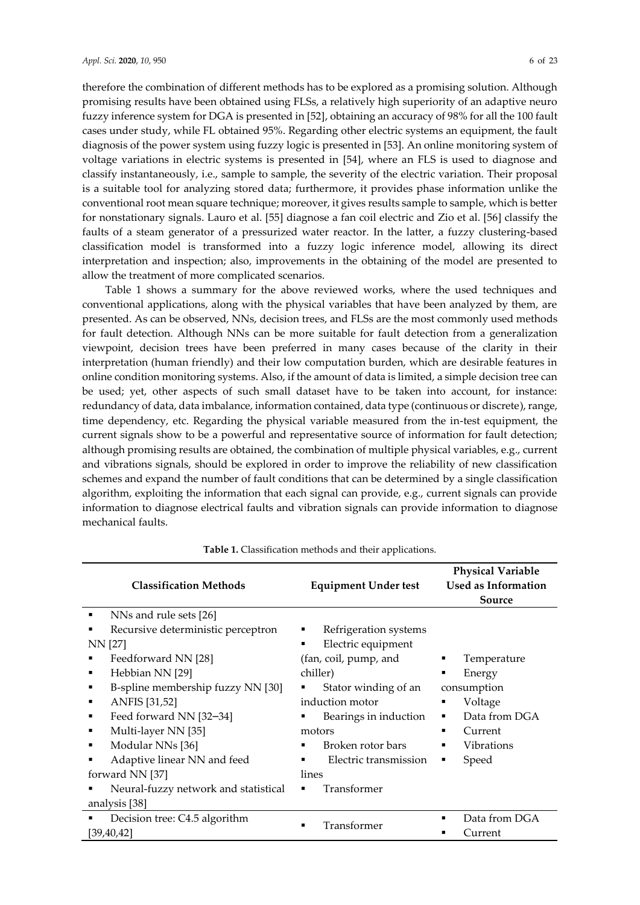therefore the combination of different methods has to be explored as a promising solution. Although promising results have been obtained using FLSs, a relatively high superiority of an adaptive neuro fuzzy inference system for DGA is presented in [52], obtaining an accuracy of 98% for all the 100 fault cases under study, while FL obtained 95%. Regarding other electric systems an equipment, the fault diagnosis of the power system using fuzzy logic is presented in [53]. An online monitoring system of voltage variations in electric systems is presented in [54], where an FLS is used to diagnose and classify instantaneously, i.e., sample to sample, the severity of the electric variation. Their proposal is a suitable tool for analyzing stored data; furthermore, it provides phase information unlike the conventional root mean square technique; moreover, it gives results sample to sample, which is better for nonstationary signals. Lauro et al. [55] diagnose a fan coil electric and Zio et al. [56] classify the faults of a steam generator of a pressurized water reactor. In the latter, a fuzzy clustering-based classification model is transformed into a fuzzy logic inference model, allowing its direct interpretation and inspection; also, improvements in the obtaining of the model are presented to allow the treatment of more complicated scenarios.

Table 1 shows a summary for the above reviewed works, where the used techniques and conventional applications, along with the physical variables that have been analyzed by them, are presented. As can be observed, NNs, decision trees, and FLSs are the most commonly used methods for fault detection. Although NNs can be more suitable for fault detection from a generalization viewpoint, decision trees have been preferred in many cases because of the clarity in their interpretation (human friendly) and their low computation burden, which are desirable features in online condition monitoring systems. Also, if the amount of data is limited, a simple decision tree can be used; yet, other aspects of such small dataset have to be taken into account, for instance: redundancy of data, data imbalance, information contained, data type (continuous or discrete), range, time dependency, etc. Regarding the physical variable measured from the in-test equipment, the current signals show to be a powerful and representative source of information for fault detection; although promising results are obtained, the combination of multiple physical variables, e.g., current and vibrations signals, should be explored in order to improve the reliability of new classification schemes and expand the number of fault conditions that can be determined by a single classification algorithm, exploiting the information that each signal can provide, e.g., current signals can provide information to diagnose electrical faults and vibration signals can provide information to diagnose mechanical faults.

**Table 1.** Classification methods and their applications.

| Classification Methods | Equipment Under test | Physical Variable Used as Information Source |
|---|---|---|
| ▪ NNs and rule sets [26]<br>▪ Recursive deterministic perceptron NN [27]<br>▪ Feedforward NN [28]<br>▪ Hebbian NN [29]<br>▪ B-spline membership fuzzy NN [30]<br>▪ ANFIS [31,52]<br>▪ Feed forward NN [32–34]<br>▪ Multi-layer NN [35]<br>▪ Modular NNs [36]<br>▪ Adaptive linear NN and feed forward NN [37]<br>▪ Neural-fuzzy network and statistical analysis [38] | ▪ Refrigeration systems<br>▪ Electric equipment (fan, coil, pump, and chiller)<br>▪ Stator winding of an induction motor<br>▪ Bearings in induction motors<br>▪ Broken rotor bars<br>▪ Electric transmission lines<br>▪ Transformer | ▪ Temperature<br>▪ Energy consumption<br>▪ Voltage<br>▪ Data from DGA<br>▪ Current<br>▪ Vibrations<br>▪ Speed |
| ▪ Decision tree: C4.5 algorithm [39,40,42] | ▪ Transformer | ▪ Data from DGA<br>▪ Current |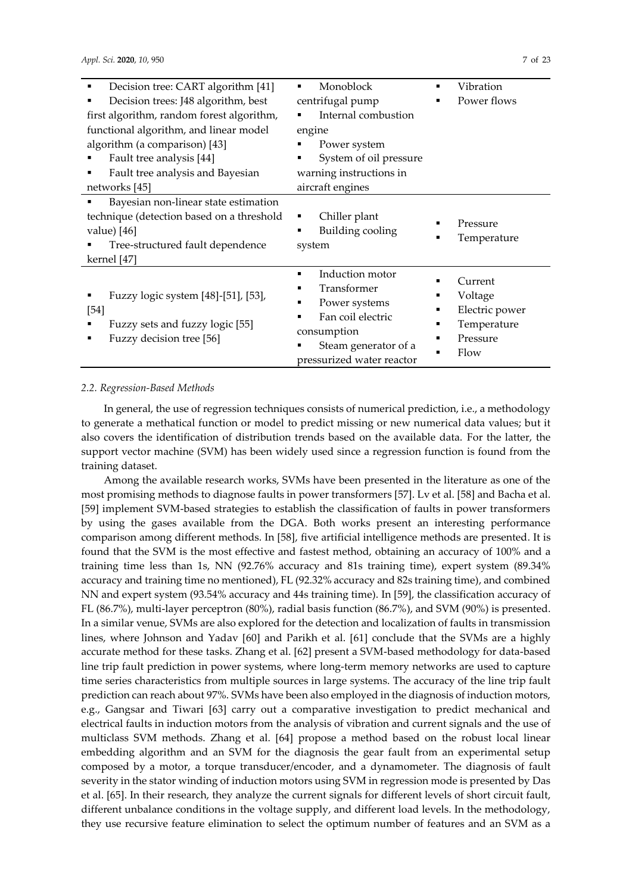| | | |
|---|---|---|
| ▪ Decision tree: CART algorithm [41]<br>▪ Decision trees: J48 algorithm, best first algorithm, random forest algorithm, functional algorithm, and linear model algorithm (a comparison) [43]<br>▪ Fault tree analysis [44]<br>▪ Fault tree analysis and Bayesian networks [45] | ▪ Monoblock centrifugal pump<br>▪ Internal combustion engine<br>▪ Power system<br>▪ System of oil pressure warning instructions in aircraft engines | ▪ Vibration<br>▪ Power flows |
| ▪ Bayesian non-linear state estimation technique (detection based on a threshold value) [46]<br>▪ Tree-structured fault dependence kernel [47] | ▪ Chiller plant<br>▪ Building cooling system | ▪ Pressure<br>▪ Temperature |
| ▪ Fuzzy logic system [48]-[51], [53], [54]<br>▪ Fuzzy sets and fuzzy logic [55]<br>▪ Fuzzy decision tree [56] | ▪ Induction motor<br>▪ Transformer<br>▪ Power systems<br>▪ Fan coil electric consumption<br>▪ Steam generator of a pressurized water reactor | ▪ Current<br>▪ Voltage<br>▪ Electric power<br>▪ Temperature<br>▪ Pressure<br>▪ Flow |

### 2.2. Regression-Based Methods

In general, the use of regression techniques consists of numerical prediction, i.e., a methodology to generate a methatical function or model to predict missing or new numerical data values; but it also covers the identification of distribution trends based on the available data. For the latter, the support vector machine (SVM) has been widely used since a regression function is found from the training dataset.

Among the available research works, SVMs have been presented in the literature as one of the most promising methods to diagnose faults in power transformers [57]. Lv et al. [58] and Bacha et al. [59] implement SVM-based strategies to establish the classification of faults in power transformers by using the gases available from the DGA. Both works present an interesting performance comparison among different methods. In [58], five artificial intelligence methods are presented. It is found that the SVM is the most effective and fastest method, obtaining an accuracy of 100% and a training time less than 1s, NN (92.76% accuracy and 81s training time), expert system (89.34% accuracy and training time no mentioned), FL (92.32% accuracy and 82s training time), and combined NN and expert system (93.54% accuracy and 44s training time). In [59], the classification accuracy of FL (86.7%), multi-layer perceptron (80%), radial basis function (86.7%), and SVM (90%) is presented. In a similar venue, SVMs are also explored for the detection and localization of faults in transmission lines, where Johnson and Yadav [60] and Parikh et al. [61] conclude that the SVMs are a highly accurate method for these tasks. Zhang et al. [62] present a SVM-based methodology for data-based line trip fault prediction in power systems, where long-term memory networks are used to capture time series characteristics from multiple sources in large systems. The accuracy of the line trip fault prediction can reach about 97%. SVMs have been also employed in the diagnosis of induction motors, e.g., Gangsar and Tiwari [63] carry out a comparative investigation to predict mechanical and electrical faults in induction motors from the analysis of vibration and current signals and the use of multiclass SVM methods. Zhang et al. [64] propose a method based on the robust local linear embedding algorithm and an SVM for the diagnosis the gear fault from an experimental setup composed by a motor, a torque transducer/encoder, and a dynamometer. The diagnosis of fault severity in the stator winding of induction motors using SVM in regression mode is presented by Das et al. [65]. In their research, they analyze the current signals for different levels of short circuit fault, different unbalance conditions in the voltage supply, and different load levels. In the methodology, they use recursive feature elimination to select the optimum number of features and an SVM as a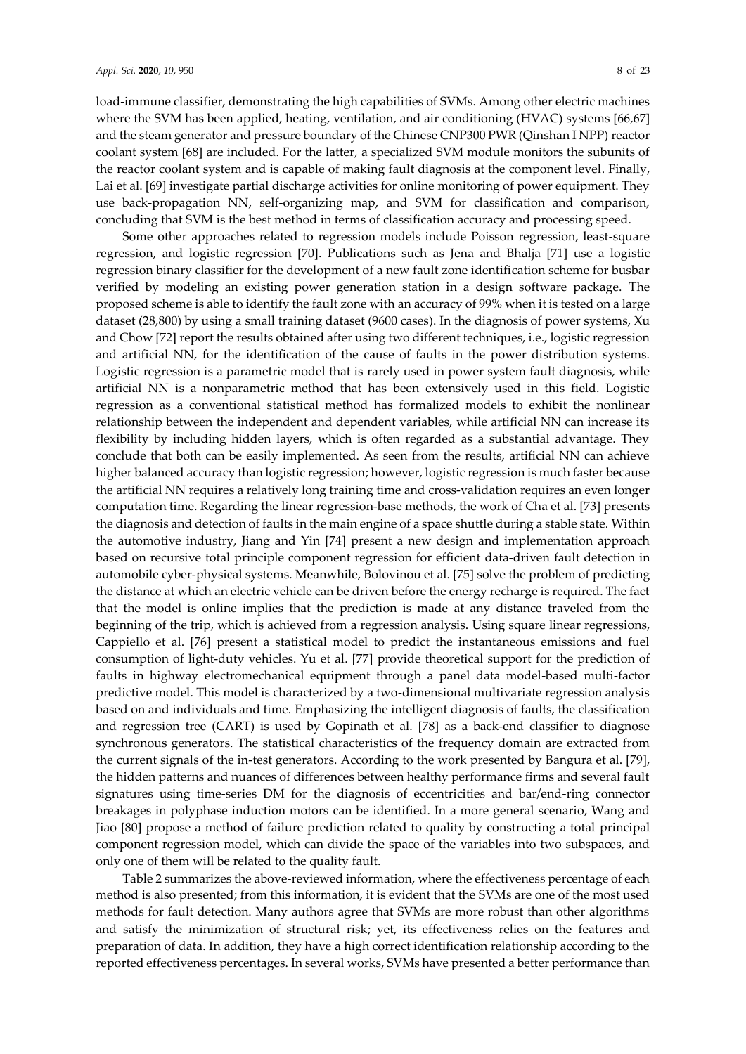load-immune classifier, demonstrating the high capabilities of SVMs. Among other electric machines where the SVM has been applied, heating, ventilation, and air conditioning (HVAC) systems [66,67] and the steam generator and pressure boundary of the Chinese CNP300 PWR (Qinshan I NPP) reactor coolant system [68] are included. For the latter, a specialized SVM module monitors the subunits of the reactor coolant system and is capable of making fault diagnosis at the component level. Finally, Lai et al. [69] investigate partial discharge activities for online monitoring of power equipment. They use back-propagation NN, self-organizing map, and SVM for classification and comparison, concluding that SVM is the best method in terms of classification accuracy and processing speed.

Some other approaches related to regression models include Poisson regression, least-square regression, and logistic regression [70]. Publications such as Jena and Bhalja [71] use a logistic regression binary classifier for the development of a new fault zone identification scheme for busbar verified by modeling an existing power generation station in a design software package. The proposed scheme is able to identify the fault zone with an accuracy of 99% when it is tested on a large dataset (28,800) by using a small training dataset (9600 cases). In the diagnosis of power systems, Xu and Chow [72] report the results obtained after using two different techniques, i.e., logistic regression and artificial NN, for the identification of the cause of faults in the power distribution systems. Logistic regression is a parametric model that is rarely used in power system fault diagnosis, while artificial NN is a nonparametric method that has been extensively used in this field. Logistic regression as a conventional statistical method has formalized models to exhibit the nonlinear relationship between the independent and dependent variables, while artificial NN can increase its flexibility by including hidden layers, which is often regarded as a substantial advantage. They conclude that both can be easily implemented. As seen from the results, artificial NN can achieve higher balanced accuracy than logistic regression; however, logistic regression is much faster because the artificial NN requires a relatively long training time and cross-validation requires an even longer computation time. Regarding the linear regression-base methods, the work of Cha et al. [73] presents the diagnosis and detection of faults in the main engine of a space shuttle during a stable state. Within the automotive industry, Jiang and Yin [74] present a new design and implementation approach based on recursive total principle component regression for efficient data-driven fault detection in automobile cyber-physical systems. Meanwhile, Bolovinou et al. [75] solve the problem of predicting the distance at which an electric vehicle can be driven before the energy recharge is required. The fact that the model is online implies that the prediction is made at any distance traveled from the beginning of the trip, which is achieved from a regression analysis. Using square linear regressions, Cappiello et al. [76] present a statistical model to predict the instantaneous emissions and fuel consumption of light-duty vehicles. Yu et al. [77] provide theoretical support for the prediction of faults in highway electromechanical equipment through a panel data model-based multi-factor predictive model. This model is characterized by a two-dimensional multivariate regression analysis based on and individuals and time. Emphasizing the intelligent diagnosis of faults, the classification and regression tree (CART) is used by Gopinath et al. [78] as a back-end classifier to diagnose synchronous generators. The statistical characteristics of the frequency domain are extracted from the current signals of the in-test generators. According to the work presented by Bangura et al. [79], the hidden patterns and nuances of differences between healthy performance firms and several fault signatures using time-series DM for the diagnosis of eccentricities and bar/end-ring connector breakages in polyphase induction motors can be identified. In a more general scenario, Wang and Jiao [80] propose a method of failure prediction related to quality by constructing a total principal component regression model, which can divide the space of the variables into two subspaces, and only one of them will be related to the quality fault.

Table 2 summarizes the above-reviewed information, where the effectiveness percentage of each method is also presented; from this information, it is evident that the SVMs are one of the most used methods for fault detection. Many authors agree that SVMs are more robust than other algorithms and satisfy the minimization of structural risk; yet, its effectiveness relies on the features and preparation of data. In addition, they have a high correct identification relationship according to the reported effectiveness percentages. In several works, SVMs have presented a better performance than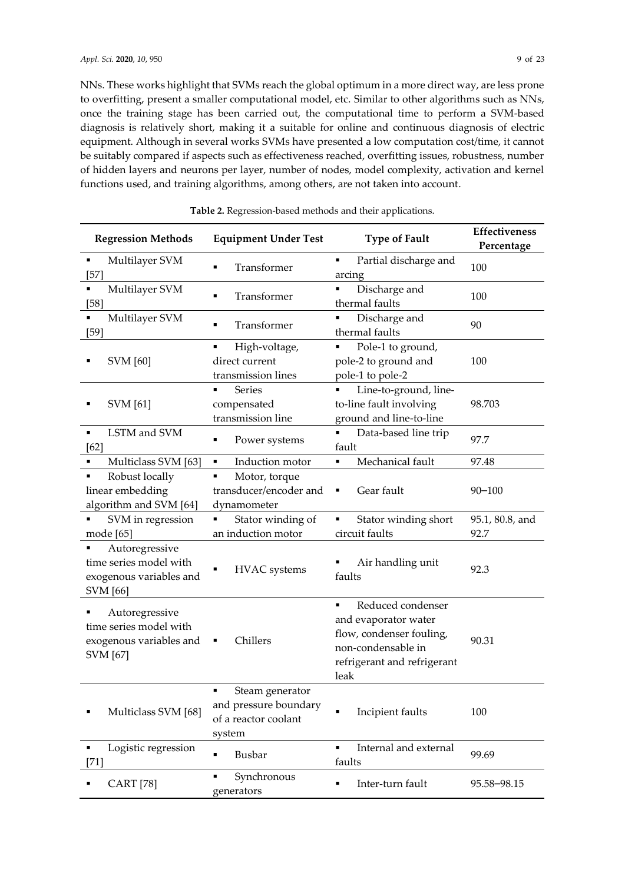NNs. These works highlight that SVMs reach the global optimum in a more direct way, are less prone to overfitting, present a smaller computational model, etc. Similar to other algorithms such as NNs, once the training stage has been carried out, the computational time to perform a SVM-based diagnosis is relatively short, making it a suitable for online and continuous diagnosis of electric equipment. Although in several works SVMs have presented a low computation cost/time, it cannot be suitably compared if aspects such as effectiveness reached, overfitting issues, robustness, number of hidden layers and neurons per layer, number of nodes, model complexity, activation and kernel functions used, and training algorithms, among others, are not taken into account.

**Table 2.** Regression-based methods and their applications.

| Regression Methods | Equipment Under Test | Type of Fault | Effectiveness Percentage |
|---|---|---|---|
| ▪ Multilayer SVM [57] | ▪ Transformer | ▪ Partial discharge and arcing | 100 |
| ▪ Multilayer SVM [58] | ▪ Transformer | ▪ Discharge and thermal faults | 100 |
| ▪ Multilayer SVM [59] | ▪ Transformer | ▪ Discharge and thermal faults | 90 |
| ▪ SVM [60] | ▪ High-voltage, direct current transmission lines | ▪ Pole-1 to ground, pole-2 to ground and pole-1 to pole-2 | 100 |
| ▪ SVM [61] | ▪ Series compensated transmission line | ▪ Line-to-ground, line-to-line fault involving ground and line-to-line | 98.703 |
| ▪ LSTM and SVM [62] | ▪ Power systems | ▪ Data-based line trip fault | 97.7 |
| ▪ Multiclass SVM [63] | ▪ Induction motor | ▪ Mechanical fault | 97.48 |
| ▪ Robust locally linear embedding algorithm and SVM [64] | ▪ Motor, torque transducer/encoder and dynamometer | ▪ Gear fault | 90–100 |
| ▪ SVM in regression mode [65] | ▪ Stator winding of an induction motor | ▪ Stator winding short circuit faults | 95.1, 80.8, and 92.7 |
| ▪ Autoregressive time series model with exogenous variables and SVM [66] | ▪ HVAC systems | ▪ Air handling unit faults | 92.3 |
| ▪ Autoregressive time series model with exogenous variables and SVM [67] | ▪ Chillers | ▪ Reduced condenser and evaporator water flow, condenser fouling, non-condensable in refrigerant and refrigerant leak | 90.31 |
| ▪ Multiclass SVM [68] | ▪ Steam generator and pressure boundary of a reactor coolant system | ▪ Incipient faults | 100 |
| ▪ Logistic regression [71] | ▪ Busbar | ▪ Internal and external faults | 99.69 |
| ▪ CART [78] | ▪ Synchronous generators | ▪ Inter-turn fault | 95.58–98.15 |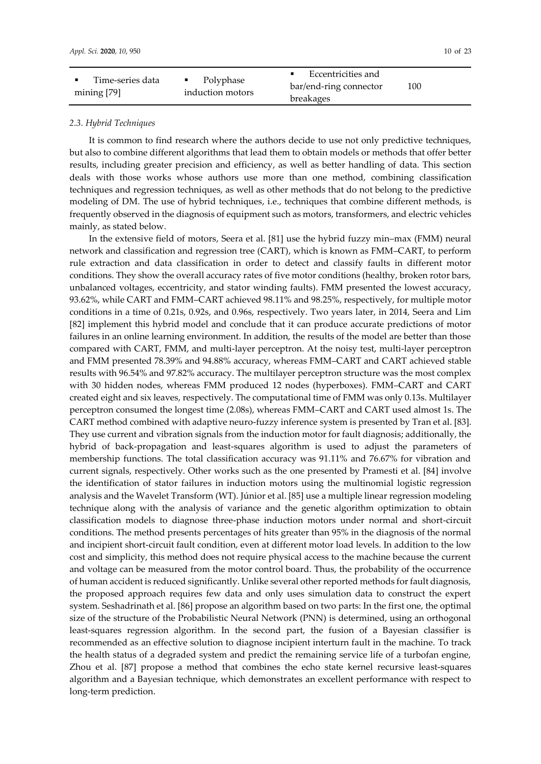| | | | |
|---|---|---|---|
| ▪ Time-series data mining [79] | ▪ Polyphase induction motors | ▪ Eccentricities and bar/end-ring connector breakages | 100 |

### *2.3. Hybrid Techniques*

It is common to find research where the authors decide to use not only predictive techniques, but also to combine different algorithms that lead them to obtain models or methods that offer better results, including greater precision and efficiency, as well as better handling of data. This section deals with those works whose authors use more than one method, combining classification techniques and regression techniques, as well as other methods that do not belong to the predictive modeling of DM. The use of hybrid techniques, i.e., techniques that combine different methods, is frequently observed in the diagnosis of equipment such as motors, transformers, and electric vehicles mainly, as stated below.

In the extensive field of motors, Seera et al. [81] use the hybrid fuzzy min–max (FMM) neural network and classification and regression tree (CART), which is known as FMM–CART, to perform rule extraction and data classification in order to detect and classify faults in different motor conditions. They show the overall accuracy rates of five motor conditions (healthy, broken rotor bars, unbalanced voltages, eccentricity, and stator winding faults). FMM presented the lowest accuracy, 93.62%, while CART and FMM–CART achieved 98.11% and 98.25%, respectively, for multiple motor conditions in a time of 0.21s, 0.92s, and 0.96s, respectively. Two years later, in 2014, Seera and Lim [82] implement this hybrid model and conclude that it can produce accurate predictions of motor failures in an online learning environment. In addition, the results of the model are better than those compared with CART, FMM, and multi-layer perceptron. At the noisy test, multi-layer perceptron and FMM presented 78.39% and 94.88% accuracy, whereas FMM–CART and CART achieved stable results with 96.54% and 97.82% accuracy. The multilayer perceptron structure was the most complex with 30 hidden nodes, whereas FMM produced 12 nodes (hyperboxes). FMM–CART and CART created eight and six leaves, respectively. The computational time of FMM was only 0.13s. Multilayer perceptron consumed the longest time (2.08s), whereas FMM–CART and CART used almost 1s. The CART method combined with adaptive neuro-fuzzy inference system is presented by Tran et al. [83]. They use current and vibration signals from the induction motor for fault diagnosis; additionally, the hybrid of back-propagation and least-squares algorithm is used to adjust the parameters of membership functions. The total classification accuracy was 91.11% and 76.67% for vibration and current signals, respectively. Other works such as the one presented by Pramesti et al. [84] involve the identification of stator failures in induction motors using the multinomial logistic regression analysis and the Wavelet Transform (WT). Júnior et al. [85] use a multiple linear regression modeling technique along with the analysis of variance and the genetic algorithm optimization to obtain classification models to diagnose three-phase induction motors under normal and short-circuit conditions. The method presents percentages of hits greater than 95% in the diagnosis of the normal and incipient short-circuit fault condition, even at different motor load levels. In addition to the low cost and simplicity, this method does not require physical access to the machine because the current and voltage can be measured from the motor control board. Thus, the probability of the occurrence of human accident is reduced significantly. Unlike several other reported methods for fault diagnosis, the proposed approach requires few data and only uses simulation data to construct the expert system. Seshadrinath et al. [86] propose an algorithm based on two parts: In the first one, the optimal size of the structure of the Probabilistic Neural Network (PNN) is determined, using an orthogonal least-squares regression algorithm. In the second part, the fusion of a Bayesian classifier is recommended as an effective solution to diagnose incipient interturn fault in the machine. To track the health status of a degraded system and predict the remaining service life of a turbofan engine, Zhou et al. [87] propose a method that combines the echo state kernel recursive least-squares algorithm and a Bayesian technique, which demonstrates an excellent performance with respect to long-term prediction.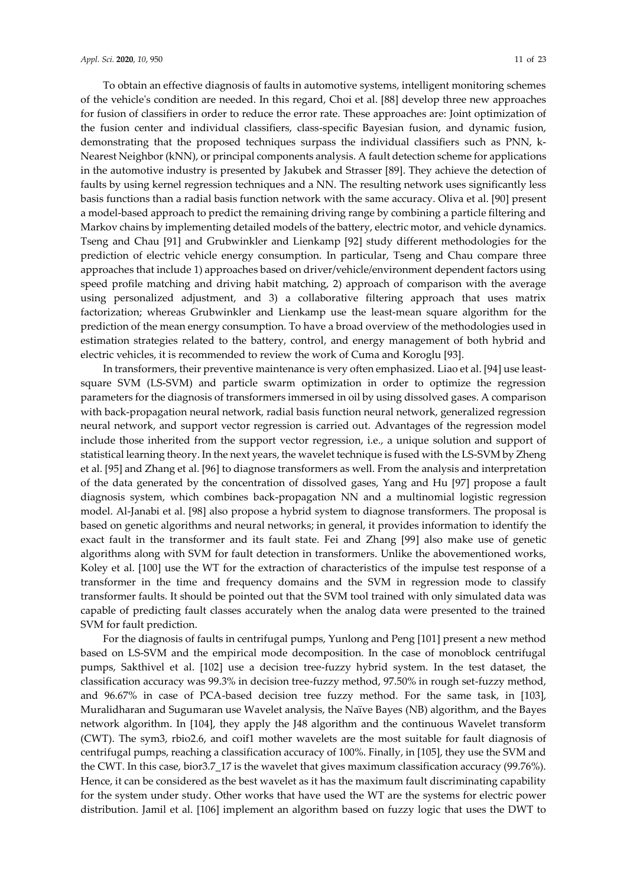To obtain an effective diagnosis of faults in automotive systems, intelligent monitoring schemes of the vehicle's condition are needed. In this regard, Choi et al. [88] develop three new approaches for fusion of classifiers in order to reduce the error rate. These approaches are: Joint optimization of the fusion center and individual classifiers, class-specific Bayesian fusion, and dynamic fusion, demonstrating that the proposed techniques surpass the individual classifiers such as PNN, k-Nearest Neighbor (kNN), or principal components analysis. A fault detection scheme for applications in the automotive industry is presented by Jakubek and Strasser [89]. They achieve the detection of faults by using kernel regression techniques and a NN. The resulting network uses significantly less basis functions than a radial basis function network with the same accuracy. Oliva et al. [90] present a model-based approach to predict the remaining driving range by combining a particle filtering and Markov chains by implementing detailed models of the battery, electric motor, and vehicle dynamics. Tseng and Chau [91] and Grubwinkler and Lienkamp [92] study different methodologies for the prediction of electric vehicle energy consumption. In particular, Tseng and Chau compare three approaches that include 1) approaches based on driver/vehicle/environment dependent factors using speed profile matching and driving habit matching, 2) approach of comparison with the average using personalized adjustment, and 3) a collaborative filtering approach that uses matrix factorization; whereas Grubwinkler and Lienkamp use the least-mean square algorithm for the prediction of the mean energy consumption. To have a broad overview of the methodologies used in estimation strategies related to the battery, control, and energy management of both hybrid and electric vehicles, it is recommended to review the work of Cuma and Koroglu [93].

In transformers, their preventive maintenance is very often emphasized. Liao et al. [94] use least-square SVM (LS-SVM) and particle swarm optimization in order to optimize the regression parameters for the diagnosis of transformers immersed in oil by using dissolved gases. A comparison with back-propagation neural network, radial basis function neural network, generalized regression neural network, and support vector regression is carried out. Advantages of the regression model include those inherited from the support vector regression, i.e., a unique solution and support of statistical learning theory. In the next years, the wavelet technique is fused with the LS-SVM by Zheng et al. [95] and Zhang et al. [96] to diagnose transformers as well. From the analysis and interpretation of the data generated by the concentration of dissolved gases, Yang and Hu [97] propose a fault diagnosis system, which combines back-propagation NN and a multinomial logistic regression model. Al-Janabi et al. [98] also propose a hybrid system to diagnose transformers. The proposal is based on genetic algorithms and neural networks; in general, it provides information to identify the exact fault in the transformer and its fault state. Fei and Zhang [99] also make use of genetic algorithms along with SVM for fault detection in transformers. Unlike the abovementioned works, Koley et al. [100] use the WT for the extraction of characteristics of the impulse test response of a transformer in the time and frequency domains and the SVM in regression mode to classify transformer faults. It should be pointed out that the SVM tool trained with only simulated data was capable of predicting fault classes accurately when the analog data were presented to the trained SVM for fault prediction.

For the diagnosis of faults in centrifugal pumps, Yunlong and Peng [101] present a new method based on LS-SVM and the empirical mode decomposition. In the case of monoblock centrifugal pumps, Sakthivel et al. [102] use a decision tree-fuzzy hybrid system. In the test dataset, the classification accuracy was 99.3% in decision tree-fuzzy method, 97.50% in rough set-fuzzy method, and 96.67% in case of PCA-based decision tree fuzzy method. For the same task, in [103], Muralidharan and Sugumaran use Wavelet analysis, the Naïve Bayes (NB) algorithm, and the Bayes network algorithm. In [104], they apply the J48 algorithm and the continuous Wavelet transform (CWT). The sym3, rbio2.6, and coif1 mother wavelets are the most suitable for fault diagnosis of centrifugal pumps, reaching a classification accuracy of 100%. Finally, in [105], they use the SVM and the CWT. In this case, bior3.7_17 is the wavelet that gives maximum classification accuracy (99.76%). Hence, it can be considered as the best wavelet as it has the maximum fault discriminating capability for the system under study. Other works that have used the WT are the systems for electric power distribution. Jamil et al. [106] implement an algorithm based on fuzzy logic that uses the DWT to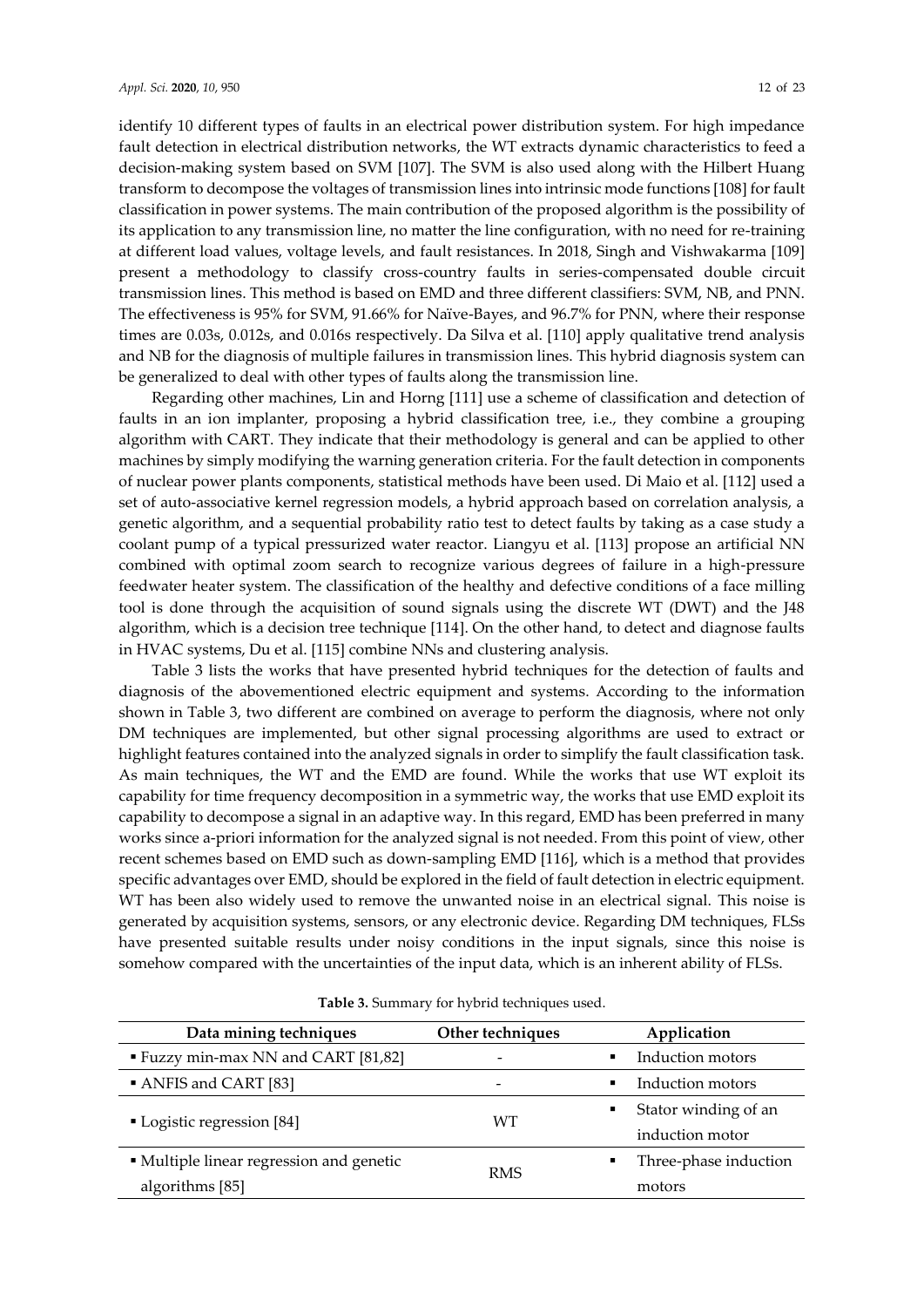identify 10 different types of faults in an electrical power distribution system. For high impedance fault detection in electrical distribution networks, the WT extracts dynamic characteristics to feed a decision-making system based on SVM [107]. The SVM is also used along with the Hilbert Huang transform to decompose the voltages of transmission lines into intrinsic mode functions [108] for fault classification in power systems. The main contribution of the proposed algorithm is the possibility of its application to any transmission line, no matter the line configuration, with no need for re-training at different load values, voltage levels, and fault resistances. In 2018, Singh and Vishwakarma [109] present a methodology to classify cross-country faults in series-compensated double circuit transmission lines. This method is based on EMD and three different classifiers: SVM, NB, and PNN. The effectiveness is 95% for SVM, 91.66% for Naïve-Bayes, and 96.7% for PNN, where their response times are 0.03s, 0.012s, and 0.016s respectively. Da Silva et al. [110] apply qualitative trend analysis and NB for the diagnosis of multiple failures in transmission lines. This hybrid diagnosis system can be generalized to deal with other types of faults along the transmission line.

Regarding other machines, Lin and Horng [111] use a scheme of classification and detection of faults in an ion implanter, proposing a hybrid classification tree, i.e., they combine a grouping algorithm with CART. They indicate that their methodology is general and can be applied to other machines by simply modifying the warning generation criteria. For the fault detection in components of nuclear power plants components, statistical methods have been used. Di Maio et al. [112] used a set of auto-associative kernel regression models, a hybrid approach based on correlation analysis, a genetic algorithm, and a sequential probability ratio test to detect faults by taking as a case study a coolant pump of a typical pressurized water reactor. Liangyu et al. [113] propose an artificial NN combined with optimal zoom search to recognize various degrees of failure in a high-pressure feedwater heater system. The classification of the healthy and defective conditions of a face milling tool is done through the acquisition of sound signals using the discrete WT (DWT) and the J48 algorithm, which is a decision tree technique [114]. On the other hand, to detect and diagnose faults in HVAC systems, Du et al. [115] combine NNs and clustering analysis.

Table 3 lists the works that have presented hybrid techniques for the detection of faults and diagnosis of the abovementioned electric equipment and systems. According to the information shown in Table 3, two different are combined on average to perform the diagnosis, where not only DM techniques are implemented, but other signal processing algorithms are used to extract or highlight features contained into the analyzed signals in order to simplify the fault classification task. As main techniques, the WT and the EMD are found. While the works that use WT exploit its capability for time frequency decomposition in a symmetric way, the works that use EMD exploit its capability to decompose a signal in an adaptive way. In this regard, EMD has been preferred in many works since a-priori information for the analyzed signal is not needed. From this point of view, other recent schemes based on EMD such as down-sampling EMD [116], which is a method that provides specific advantages over EMD, should be explored in the field of fault detection in electric equipment. WT has been also widely used to remove the unwanted noise in an electrical signal. This noise is generated by acquisition systems, sensors, or any electronic device. Regarding DM techniques, FLSs have presented suitable results under noisy conditions in the input signals, since this noise is somehow compared with the uncertainties of the input data, which is an inherent ability of FLSs.

**Table 3.** Summary for hybrid techniques used.

| Data mining techniques | Other techniques | Application |
|---|---|---|
| ▪ Fuzzy min-max NN and CART [81,82] | - | ▪ Induction motors |
| ▪ ANFIS and CART [83] | - | ▪ Induction motors |
| ▪ Logistic regression [84] | WT | ▪ Stator winding of an induction motor |
| ▪ Multiple linear regression and genetic algorithms [85] | RMS | ▪ Three-phase induction motors |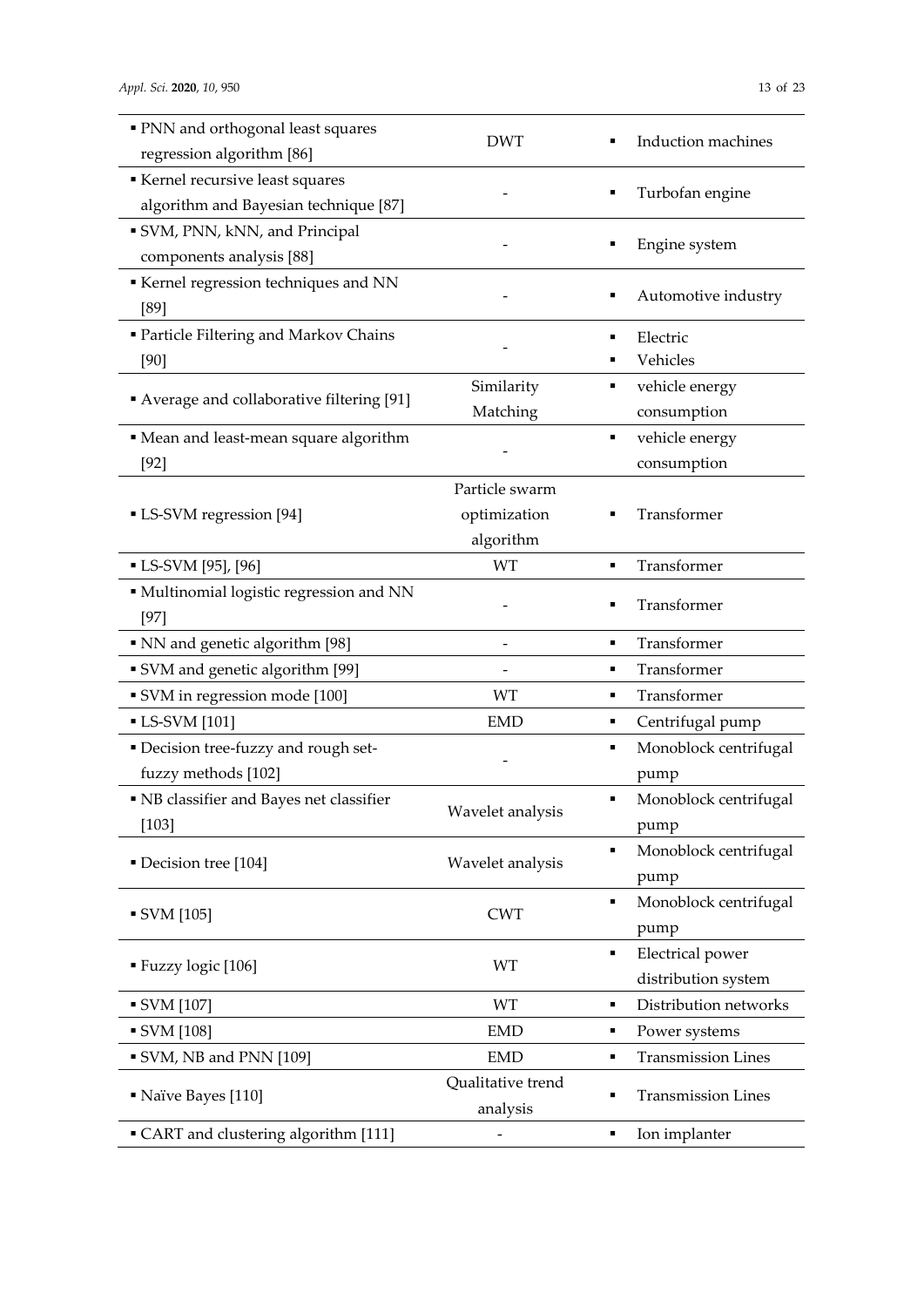| | | |
|---|---|---|
| ▪ PNN and orthogonal least squares regression algorithm [86] | DWT | ▪ Induction machines |
| ▪ Kernel recursive least squares algorithm and Bayesian technique [87] | - | ▪ Turbofan engine |
| ▪ SVM, PNN, kNN, and Principal components analysis [88] | - | ▪ Engine system |
| ▪ Kernel regression techniques and NN [89] | - | ▪ Automotive industry |
| ▪ Particle Filtering and Markov Chains [90] | - | ▪ Electric ▪ Vehicles |
| ▪ Average and collaborative filtering [91] | Similarity Matching | ▪ vehicle energy consumption |
| ▪ Mean and least-mean square algorithm [92] | - | ▪ vehicle energy consumption |
| ▪ LS-SVM regression [94] | Particle swarm optimization algorithm | ▪ Transformer |
| ▪ LS-SVM [95], [96] | WT | ▪ Transformer |
| ▪ Multinomial logistic regression and NN [97] | - | ▪ Transformer |
| ▪ NN and genetic algorithm [98] | - | ▪ Transformer |
| ▪ SVM and genetic algorithm [99] | - | ▪ Transformer |
| ▪ SVM in regression mode [100] | WT | ▪ Transformer |
| ▪ LS-SVM [101] | EMD | ▪ Centrifugal pump |
| ▪ Decision tree-fuzzy and rough set-fuzzy methods [102] | - | ▪ Monoblock centrifugal pump |
| ▪ NB classifier and Bayes net classifier [103] | Wavelet analysis | ▪ Monoblock centrifugal pump |
| ▪ Decision tree [104] | Wavelet analysis | ▪ Monoblock centrifugal pump |
| ▪ SVM [105] | CWT | ▪ Monoblock centrifugal pump |
| ▪ Fuzzy logic [106] | WT | ▪ Electrical power distribution system |
| ▪ SVM [107] | WT | ▪ Distribution networks |
| ▪ SVM [108] | EMD | ▪ Power systems |
| ▪ SVM, NB and PNN [109] | EMD | ▪ Transmission Lines |
| ▪ Naïve Bayes [110] | Qualitative trend analysis | ▪ Transmission Lines |
| ▪ CART and clustering algorithm [111] | - | ▪ Ion implanter |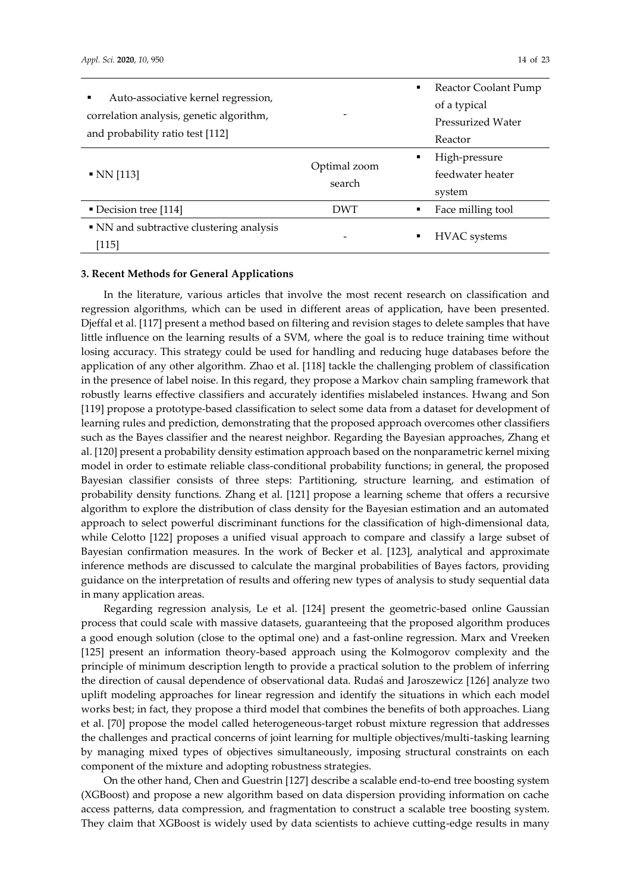| | | |
|---|---|---|
| ▪ Auto-associative kernel regression, correlation analysis, genetic algorithm, and probability ratio test [112] | - | ▪ Reactor Coolant Pump of a typical Pressurized Water Reactor |
| ▪ NN [113] | Optimal zoom search | ▪ High-pressure feedwater heater system |
| ▪ Decision tree [114] | DWT | ▪ Face milling tool |
| ▪ NN and subtractive clustering analysis [115] | - | ▪ HVAC systems |

**3. Recent Methods for General Applications**

In the literature, various articles that involve the most recent research on classification and regression algorithms, which can be used in different areas of application, have been presented. Djeffal et al. [117] present a method based on filtering and revision stages to delete samples that have little influence on the learning results of a SVM, where the goal is to reduce training time without losing accuracy. This strategy could be used for handling and reducing huge databases before the application of any other algorithm. Zhao et al. [118] tackle the challenging problem of classification in the presence of label noise. In this regard, they propose a Markov chain sampling framework that robustly learns effective classifiers and accurately identifies mislabeled instances. Hwang and Son [119] propose a prototype-based classification to select some data from a dataset for development of learning rules and prediction, demonstrating that the proposed approach overcomes other classifiers such as the Bayes classifier and the nearest neighbor. Regarding the Bayesian approaches, Zhang et al. [120] present a probability density estimation approach based on the nonparametric kernel mixing model in order to estimate reliable class-conditional probability functions; in general, the proposed Bayesian classifier consists of three steps: Partitioning, structure learning, and estimation of probability density functions. Zhang et al. [121] propose a learning scheme that offers a recursive algorithm to explore the distribution of class density for the Bayesian estimation and an automated approach to select powerful discriminant functions for the classification of high-dimensional data, while Celotto [122] proposes a unified visual approach to compare and classify a large subset of Bayesian confirmation measures. In the work of Becker et al. [123], analytical and approximate inference methods are discussed to calculate the marginal probabilities of Bayes factors, providing guidance on the interpretation of results and offering new types of analysis to study sequential data in many application areas.

Regarding regression analysis, Le et al. [124] present the geometric-based online Gaussian process that could scale with massive datasets, guaranteeing that the proposed algorithm produces a good enough solution (close to the optimal one) and a fast-online regression. Marx and Vreeken [125] present an information theory-based approach using the Kolmogorov complexity and the principle of minimum description length to provide a practical solution to the problem of inferring the direction of causal dependence of observational data. Rudaś and Jaroszewicz [126] analyze two uplift modeling approaches for linear regression and identify the situations in which each model works best; in fact, they propose a third model that combines the benefits of both approaches. Liang et al. [70] propose the model called heterogeneous-target robust mixture regression that addresses the challenges and practical concerns of joint learning for multiple objectives/multi-tasking learning by managing mixed types of objectives simultaneously, imposing structural constraints on each component of the mixture and adopting robustness strategies.

On the other hand, Chen and Guestrin [127] describe a scalable end-to-end tree boosting system (XGBoost) and propose a new algorithm based on data dispersion providing information on cache access patterns, data compression, and fragmentation to construct a scalable tree boosting system. They claim that XGBoost is widely used by data scientists to achieve cutting-edge results in many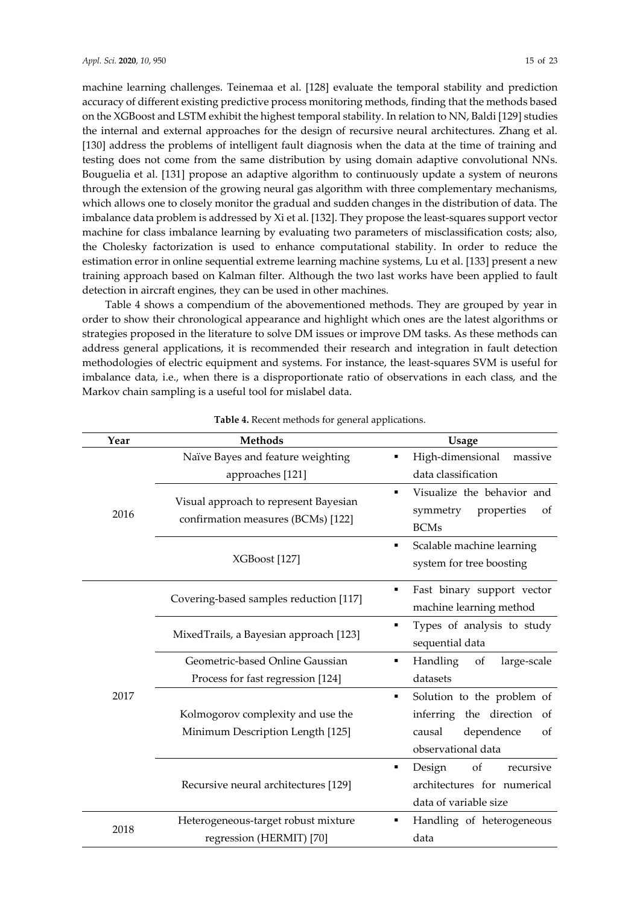machine learning challenges. Teinemaa et al. [128] evaluate the temporal stability and prediction accuracy of different existing predictive process monitoring methods, finding that the methods based on the XGBoost and LSTM exhibit the highest temporal stability. In relation to NN, Baldi [129] studies the internal and external approaches for the design of recursive neural architectures. Zhang et al. [130] address the problems of intelligent fault diagnosis when the data at the time of training and testing does not come from the same distribution by using domain adaptive convolutional NNs. Bouguelia et al. [131] propose an adaptive algorithm to continuously update a system of neurons through the extension of the growing neural gas algorithm with three complementary mechanisms, which allows one to closely monitor the gradual and sudden changes in the distribution of data. The imbalance data problem is addressed by Xi et al. [132]. They propose the least-squares support vector machine for class imbalance learning by evaluating two parameters of misclassification costs; also, the Cholesky factorization is used to enhance computational stability. In order to reduce the estimation error in online sequential extreme learning machine systems, Lu et al. [133] present a new training approach based on Kalman filter. Although the two last works have been applied to fault detection in aircraft engines, they can be used in other machines.

Table 4 shows a compendium of the abovementioned methods. They are grouped by year in order to show their chronological appearance and highlight which ones are the latest algorithms or strategies proposed in the literature to solve DM issues or improve DM tasks. As these methods can address general applications, it is recommended their research and integration in fault detection methodologies of electric equipment and systems. For instance, the least-squares SVM is useful for imbalance data, i.e., when there is a disproportionate ratio of observations in each class, and the Markov chain sampling is a useful tool for mislabel data.

**Table 4.** Recent methods for general applications.

| Year | Methods | Usage |
| --- | --- | --- |
| 2016 | Naïve Bayes and feature weighting approaches [121] | ▪ High-dimensional massive data classification |
| | Visual approach to represent Bayesian confirmation measures (BCMs) [122] | ▪ Visualize the behavior and symmetry properties of BCMs |
| | XGBoost [127] | ▪ Scalable machine learning system for tree boosting |
| 2017 | Covering-based samples reduction [117] | ▪ Fast binary support vector machine learning method |
| | MixedTrails, a Bayesian approach [123] | ▪ Types of analysis to study sequential data |
| | Geometric-based Online Gaussian Process for fast regression [124] | ▪ Handling of large-scale datasets |
| | Kolmogorov complexity and use the Minimum Description Length [125] | ▪ Solution to the problem of inferring the direction of causal dependence of observational data |
| | Recursive neural architectures [129] | ▪ Design of recursive architectures for numerical data of variable size |
| 2018 | Heterogeneous-target robust mixture regression (HERMIT) [70] | ▪ Handling of heterogeneous data |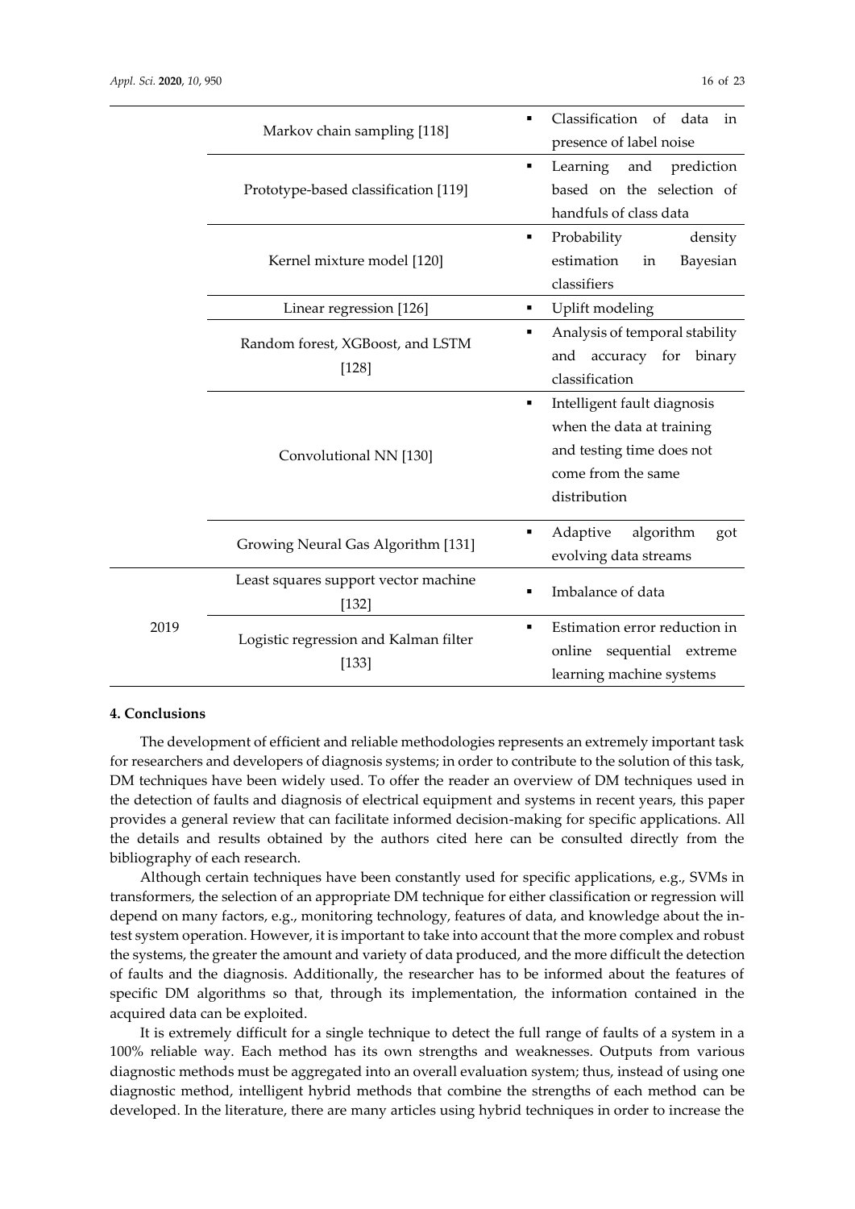| | | |
|---|---|---|
| | Markov chain sampling [118] | ▪ Classification of data in presence of label noise |
| | Prototype-based classification [119] | ▪ Learning and prediction based on the selection of handfuls of class data |
| | Kernel mixture model [120] | ▪ Probability density estimation in Bayesian classifiers |
| | Linear regression [126] | ▪ Uplift modeling |
| | Random forest, XGBoost, and LSTM [128] | ▪ Analysis of temporal stability and accuracy for binary classification |
| | Convolutional NN [130] | ▪ Intelligent fault diagnosis when the data at training and testing time does not come from the same distribution |
| | Growing Neural Gas Algorithm [131] | ▪ Adaptive algorithm got evolving data streams |
| 2019 | Least squares support vector machine [132] | ▪ Imbalance of data |
| | Logistic regression and Kalman filter [133] | ▪ Estimation error reduction in online sequential extreme learning machine systems |

**4. Conclusions**

The development of efficient and reliable methodologies represents an extremely important task for researchers and developers of diagnosis systems; in order to contribute to the solution of this task, DM techniques have been widely used. To offer the reader an overview of DM techniques used in the detection of faults and diagnosis of electrical equipment and systems in recent years, this paper provides a general review that can facilitate informed decision-making for specific applications. All the details and results obtained by the authors cited here can be consulted directly from the bibliography of each research.

Although certain techniques have been constantly used for specific applications, e.g., SVMs in transformers, the selection of an appropriate DM technique for either classification or regression will depend on many factors, e.g., monitoring technology, features of data, and knowledge about the in-test system operation. However, it is important to take into account that the more complex and robust the systems, the greater the amount and variety of data produced, and the more difficult the detection of faults and the diagnosis. Additionally, the researcher has to be informed about the features of specific DM algorithms so that, through its implementation, the information contained in the acquired data can be exploited.

It is extremely difficult for a single technique to detect the full range of faults of a system in a 100% reliable way. Each method has its own strengths and weaknesses. Outputs from various diagnostic methods must be aggregated into an overall evaluation system; thus, instead of using one diagnostic method, intelligent hybrid methods that combine the strengths of each method can be developed. In the literature, there are many articles using hybrid techniques in order to increase the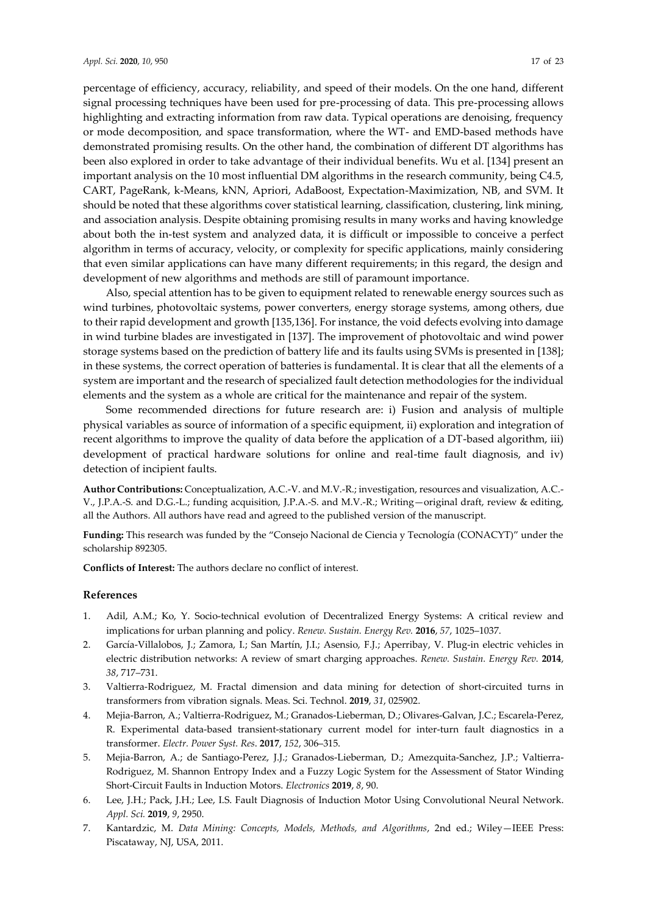percentage of efficiency, accuracy, reliability, and speed of their models. On the one hand, different signal processing techniques have been used for pre-processing of data. This pre-processing allows highlighting and extracting information from raw data. Typical operations are denoising, frequency or mode decomposition, and space transformation, where the WT- and EMD-based methods have demonstrated promising results. On the other hand, the combination of different DT algorithms has been also explored in order to take advantage of their individual benefits. Wu et al. [134] present an important analysis on the 10 most influential DM algorithms in the research community, being C4.5, CART, PageRank, k-Means, kNN, Apriori, AdaBoost, Expectation-Maximization, NB, and SVM. It should be noted that these algorithms cover statistical learning, classification, clustering, link mining, and association analysis. Despite obtaining promising results in many works and having knowledge about both the in-test system and analyzed data, it is difficult or impossible to conceive a perfect algorithm in terms of accuracy, velocity, or complexity for specific applications, mainly considering that even similar applications can have many different requirements; in this regard, the design and development of new algorithms and methods are still of paramount importance.

Also, special attention has to be given to equipment related to renewable energy sources such as wind turbines, photovoltaic systems, power converters, energy storage systems, among others, due to their rapid development and growth [135,136]. For instance, the void defects evolving into damage in wind turbine blades are investigated in [137]. The improvement of photovoltaic and wind power storage systems based on the prediction of battery life and its faults using SVMs is presented in [138]; in these systems, the correct operation of batteries is fundamental. It is clear that all the elements of a system are important and the research of specialized fault detection methodologies for the individual elements and the system as a whole are critical for the maintenance and repair of the system.

Some recommended directions for future research are: i) Fusion and analysis of multiple physical variables as source of information of a specific equipment, ii) exploration and integration of recent algorithms to improve the quality of data before the application of a DT-based algorithm, iii) development of practical hardware solutions for online and real-time fault diagnosis, and iv) detection of incipient faults.

**Author Contributions:** Conceptualization, A.C.-V. and M.V.-R.; investigation, resources and visualization, A.C.-V., J.P.A.-S. and D.G.-L.; funding acquisition, J.P.A.-S. and M.V.-R.; Writing—original draft, review & editing, all the Authors. All authors have read and agreed to the published version of the manuscript.

**Funding:** This research was funded by the "Consejo Nacional de Ciencia y Tecnología (CONACYT)" under the scholarship 892305.

**Conflicts of Interest:** The authors declare no conflict of interest.

## References

1. Adil, A.M.; Ko, Y. Socio-technical evolution of Decentralized Energy Systems: A critical review and implications for urban planning and policy. *Renew. Sustain. Energy Rev.* **2016**, *57*, 1025–1037.
2. García-Villalobos, J.; Zamora, I.; San Martín, J.I.; Asensio, F.J.; Aperribay, V. Plug-in electric vehicles in electric distribution networks: A review of smart charging approaches. *Renew. Sustain. Energy Rev.* **2014**, *38*, 717–731.
3. Valtierra-Rodriguez, M. Fractal dimension and data mining for detection of short-circuited turns in transformers from vibration signals. Meas. Sci. Technol. **2019**, *31*, 025902.
4. Mejia-Barron, A.; Valtierra-Rodriguez, M.; Granados-Lieberman, D.; Olivares-Galvan, J.C.; Escarela-Perez, R. Experimental data-based transient-stationary current model for inter-turn fault diagnostics in a transformer. *Electr. Power Syst. Res.* **2017**, *152*, 306–315.
5. Mejia-Barron, A.; de Santiago-Perez, J.J.; Granados-Lieberman, D.; Amezquita-Sanchez, J.P.; Valtierra-Rodriguez, M. Shannon Entropy Index and a Fuzzy Logic System for the Assessment of Stator Winding Short-Circuit Faults in Induction Motors. *Electronics* **2019**, *8*, 90.
6. Lee, J.H.; Pack, J.H.; Lee, I.S. Fault Diagnosis of Induction Motor Using Convolutional Neural Network. *Appl. Sci.* **2019**, *9*, 2950.
7. Kantardzic, M. *Data Mining: Concepts, Models, Methods, and Algorithms*, 2nd ed.; Wiley—IEEE Press: Piscataway, NJ, USA, 2011.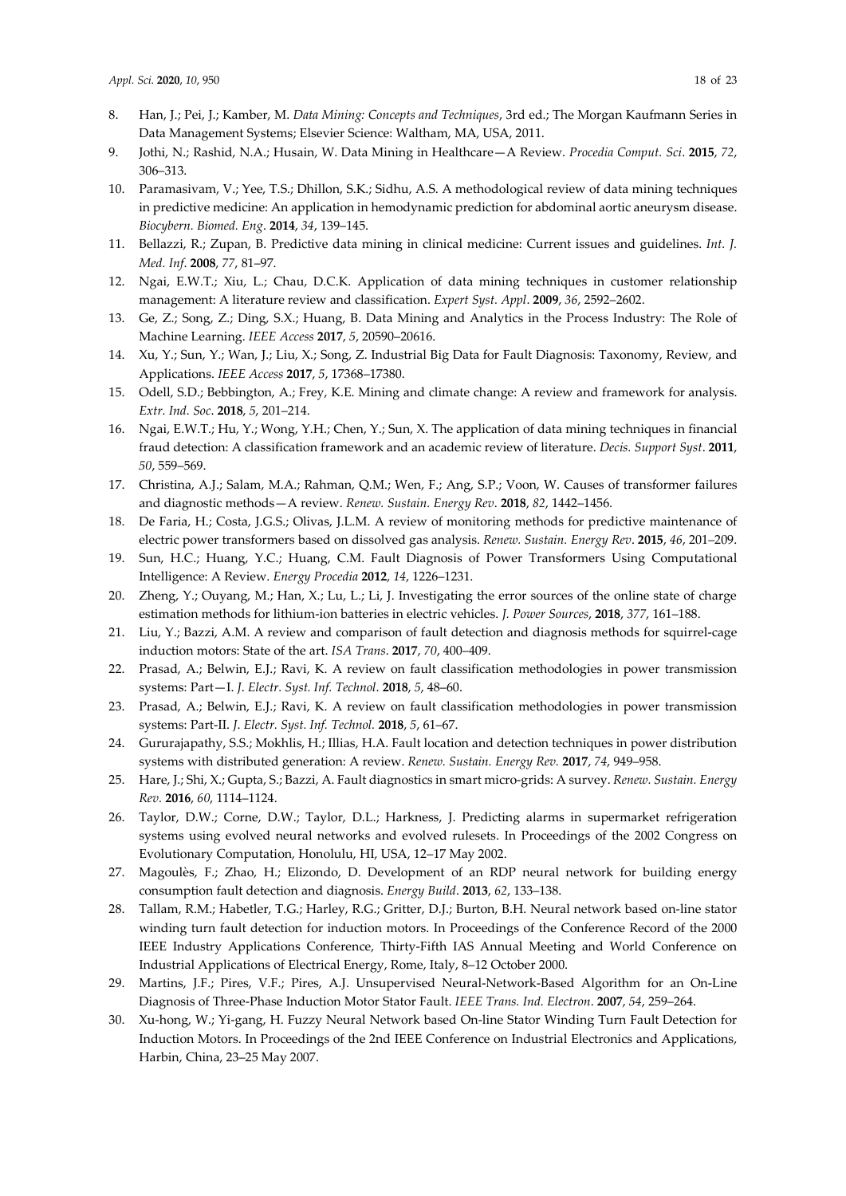8. Han, J.; Pei, J.; Kamber, M. *Data Mining: Concepts and Techniques*, 3rd ed.; The Morgan Kaufmann Series in Data Management Systems; Elsevier Science: Waltham, MA, USA, 2011.
9. Jothi, N.; Rashid, N.A.; Husain, W. Data Mining in Healthcare—A Review. *Procedia Comput. Sci*. **2015**, *72*, 306–313.
10. Paramasivam, V.; Yee, T.S.; Dhillon, S.K.; Sidhu, A.S. A methodological review of data mining techniques in predictive medicine: An application in hemodynamic prediction for abdominal aortic aneurysm disease. *Biocybern. Biomed. Eng*. **2014**, *34*, 139–145.
11. Bellazzi, R.; Zupan, B. Predictive data mining in clinical medicine: Current issues and guidelines. *Int. J. Med. Inf.* **2008**, *77*, 81–97.
12. Ngai, E.W.T.; Xiu, L.; Chau, D.C.K. Application of data mining techniques in customer relationship management: A literature review and classification. *Expert Syst. Appl*. **2009**, *36*, 2592–2602.
13. Ge, Z.; Song, Z.; Ding, S.X.; Huang, B. Data Mining and Analytics in the Process Industry: The Role of Machine Learning. *IEEE Access* **2017**, *5*, 20590–20616.
14. Xu, Y.; Sun, Y.; Wan, J.; Liu, X.; Song, Z. Industrial Big Data for Fault Diagnosis: Taxonomy, Review, and Applications. *IEEE Access* **2017**, *5*, 17368–17380.
15. Odell, S.D.; Bebbington, A.; Frey, K.E. Mining and climate change: A review and framework for analysis. *Extr. Ind. Soc*. **2018**, *5*, 201–214.
16. Ngai, E.W.T.; Hu, Y.; Wong, Y.H.; Chen, Y.; Sun, X. The application of data mining techniques in financial fraud detection: A classification framework and an academic review of literature. *Decis. Support Syst*. **2011**, *50*, 559–569.
17. Christina, A.J.; Salam, M.A.; Rahman, Q.M.; Wen, F.; Ang, S.P.; Voon, W. Causes of transformer failures and diagnostic methods—A review. *Renew. Sustain. Energy Rev*. **2018**, *82*, 1442–1456.
18. De Faria, H.; Costa, J.G.S.; Olivas, J.L.M. A review of monitoring methods for predictive maintenance of electric power transformers based on dissolved gas analysis. *Renew. Sustain. Energy Rev*. **2015**, *46*, 201–209.
19. Sun, H.C.; Huang, Y.C.; Huang, C.M. Fault Diagnosis of Power Transformers Using Computational Intelligence: A Review. *Energy Procedia* **2012**, *14*, 1226–1231.
20. Zheng, Y.; Ouyang, M.; Han, X.; Lu, L.; Li, J. Investigating the error sources of the online state of charge estimation methods for lithium-ion batteries in electric vehicles. *J. Power Sources*, **2018**, *377*, 161–188.
21. Liu, Y.; Bazzi, A.M. A review and comparison of fault detection and diagnosis methods for squirrel-cage induction motors: State of the art. *ISA Trans*. **2017**, *70*, 400–409.
22. Prasad, A.; Belwin, E.J.; Ravi, K. A review on fault classification methodologies in power transmission systems: Part—I. *J. Electr. Syst. Inf. Technol*. **2018**, *5*, 48–60.
23. Prasad, A.; Belwin, E.J.; Ravi, K. A review on fault classification methodologies in power transmission systems: Part-II. *J. Electr. Syst. Inf. Technol.* **2018**, *5*, 61–67.
24. Gururajapathy, S.S.; Mokhlis, H.; Illias, H.A. Fault location and detection techniques in power distribution systems with distributed generation: A review. *Renew. Sustain. Energy Rev.* **2017**, *74*, 949–958.
25. Hare, J.; Shi, X.; Gupta, S.; Bazzi, A. Fault diagnostics in smart micro-grids: A survey. *Renew. Sustain. Energy Rev.* **2016**, *60*, 1114–1124.
26. Taylor, D.W.; Corne, D.W.; Taylor, D.L.; Harkness, J. Predicting alarms in supermarket refrigeration systems using evolved neural networks and evolved rulesets. In Proceedings of the 2002 Congress on Evolutionary Computation, Honolulu, HI, USA, 12–17 May 2002.
27. Magoulès, F.; Zhao, H.; Elizondo, D. Development of an RDP neural network for building energy consumption fault detection and diagnosis. *Energy Build*. **2013**, *62*, 133–138.
28. Tallam, R.M.; Habetler, T.G.; Harley, R.G.; Gritter, D.J.; Burton, B.H. Neural network based on-line stator winding turn fault detection for induction motors. In Proceedings of the Conference Record of the 2000 IEEE Industry Applications Conference, Thirty-Fifth IAS Annual Meeting and World Conference on Industrial Applications of Electrical Energy, Rome, Italy, 8–12 October 2000.
29. Martins, J.F.; Pires, V.F.; Pires, A.J. Unsupervised Neural-Network-Based Algorithm for an On-Line Diagnosis of Three-Phase Induction Motor Stator Fault. *IEEE Trans. Ind. Electron*. **2007**, *54*, 259–264.
30. Xu-hong, W.; Yi-gang, H. Fuzzy Neural Network based On-line Stator Winding Turn Fault Detection for Induction Motors. In Proceedings of the 2nd IEEE Conference on Industrial Electronics and Applications, Harbin, China, 23–25 May 2007.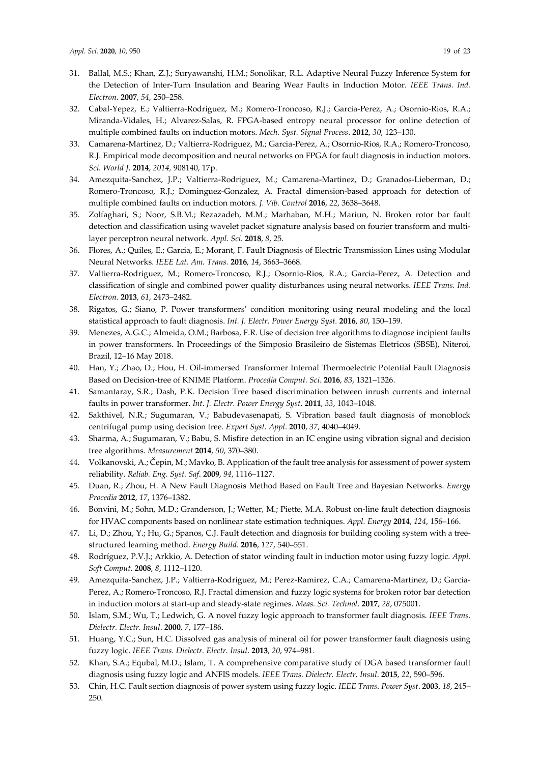31. Ballal, M.S.; Khan, Z.J.; Suryawanshi, H.M.; Sonolikar, R.L. Adaptive Neural Fuzzy Inference System for the Detection of Inter-Turn Insulation and Bearing Wear Faults in Induction Motor. *IEEE Trans. Ind. Electron*. **2007**, *54*, 250–258.
32. Cabal-Yepez, E.; Valtierra-Rodriguez, M.; Romero-Troncoso, R.J.; Garcia-Perez, A.; Osornio-Rios, R.A.; Miranda-Vidales, H.; Alvarez-Salas, R. FPGA-based entropy neural processor for online detection of multiple combined faults on induction motors. *Mech. Syst. Signal Process*. **2012**, *30*, 123–130.
33. Camarena-Martinez, D.; Valtierra-Rodriguez, M.; Garcia-Perez, A.; Osornio-Rios, R.A.; Romero-Troncoso, R.J. Empirical mode decomposition and neural networks on FPGA for fault diagnosis in induction motors. *Sci. World J*. **2014**, *2014,* 908140, 17p.
34. Amezquita-Sanchez, J.P.; Valtierra-Rodriguez, M.; Camarena-Martinez, D.; Granados-Lieberman, D.; Romero-Troncoso, R.J.; Dominguez-Gonzalez, A. Fractal dimension-based approach for detection of multiple combined faults on induction motors*. J. Vib. Control* **2016**, *22*, 3638–3648.
35. Zolfaghari, S.; Noor, S.B.M.; Rezazadeh, M.M.; Marhaban, M.H.; Mariun, N. Broken rotor bar fault detection and classification using wavelet packet signature analysis based on fourier transform and multi-layer perceptron neural network. *Appl. Sci*. **2018**, *8*, 25.
36. Flores, A.; Quiles, E.; Garcia, E.; Morant, F. Fault Diagnosis of Electric Transmission Lines using Modular Neural Networks. *IEEE Lat. Am. Trans.* **2016**, *14*, 3663–3668.
37. Valtierra-Rodriguez, M.; Romero-Troncoso, R.J.; Osornio-Rios, R.A.; Garcia-Perez, A. Detection and classification of single and combined power quality disturbances using neural networks. *IEEE Trans. Ind. Electron.* **2013**, *61*, 2473–2482.
38. Rigatos, G.; Siano, P. Power transformers' condition monitoring using neural modeling and the local statistical approach to fault diagnosis. *Int. J. Electr. Power Energy Syst.* **2016**, *80*, 150–159.
39. Menezes, A.G.C.; Almeida, O.M.; Barbosa, F.R. Use of decision tree algorithms to diagnose incipient faults in power transformers. In Proceedings of the Simposio Brasileiro de Sistemas Eletricos (SBSE), Niteroi, Brazil, 12–16 May 2018.
40. Han, Y.; Zhao, D.; Hou, H. Oil-immersed Transformer Internal Thermoelectric Potential Fault Diagnosis Based on Decision-tree of KNIME Platform. *Procedia Comput. Sci*. **2016**, *83*, 1321–1326.
41. Samantaray, S.R.; Dash, P.K. Decision Tree based discrimination between inrush currents and internal faults in power transformer. *Int. J. Electr. Power Energy Syst*. **2011**, *33*, 1043–1048.
42. Sakthivel, N.R.; Sugumaran, V.; Babudevasenapati, S. Vibration based fault diagnosis of monoblock centrifugal pump using decision tree. *Expert Syst. Appl*. **2010**, *37*, 4040–4049.
43. Sharma, A.; Sugumaran, V.; Babu, S. Misfire detection in an IC engine using vibration signal and decision tree algorithms. *Measurement* **2014**, *50*, 370–380.
44. Volkanovski, A.; Čepin, M.; Mavko, B. Application of the fault tree analysis for assessment of power system reliability. *Reliab. Eng. Syst. Saf*. **2009**, *94*, 1116–1127.
45. Duan, R.; Zhou, H. A New Fault Diagnosis Method Based on Fault Tree and Bayesian Networks. *Energy Procedia* **2012**, *17*, 1376–1382.
46. Bonvini, M.; Sohn, M.D.; Granderson, J.; Wetter, M.; Piette, M.A. Robust on-line fault detection diagnosis for HVAC components based on nonlinear state estimation techniques. *Appl. Energy* **2014**, *124*, 156–166.
47. Li, D.; Zhou, Y.; Hu, G.; Spanos, C.J. Fault detection and diagnosis for building cooling system with a tree-structured learning method. *Energy Build*. **2016**, *127*, 540–551.
48. Rodríguez, P.V.J.; Arkkio, A. Detection of stator winding fault in induction motor using fuzzy logic. *Appl. Soft Comput.* **2008**, *8*, 1112–1120.
49. Amezquita-Sanchez, J.P.; Valtierra-Rodriguez, M.; Perez-Ramirez, C.A.; Camarena-Martinez, D.; Garcia-Perez, A.; Romero-Troncoso, R.J. Fractal dimension and fuzzy logic systems for broken rotor bar detection in induction motors at start-up and steady-state regimes. *Meas. Sci. Technol*. **2017**, *28*, 075001.
50. Islam, S.M.; Wu, T.; Ledwich, G. A novel fuzzy logic approach to transformer fault diagnosis. *IEEE Trans. Dielectr. Electr. Insul*. **2000**, *7*, 177–186.
51. Huang, Y.C.; Sun, H.C. Dissolved gas analysis of mineral oil for power transformer fault diagnosis using fuzzy logic. *IEEE Trans. Dielectr. Electr. Insul*. **2013**, *20*, 974–981.
52. Khan, S.A.; Equbal, M.D.; Islam, T. A comprehensive comparative study of DGA based transformer fault diagnosis using fuzzy logic and ANFIS models. *IEEE Trans. Dielectr. Electr. Insul*. **2015**, *22*, 590–596.
53. Chin, H.C. Fault section diagnosis of power system using fuzzy logic. *IEEE Trans. Power Syst*. **2003**, *18*, 245–250.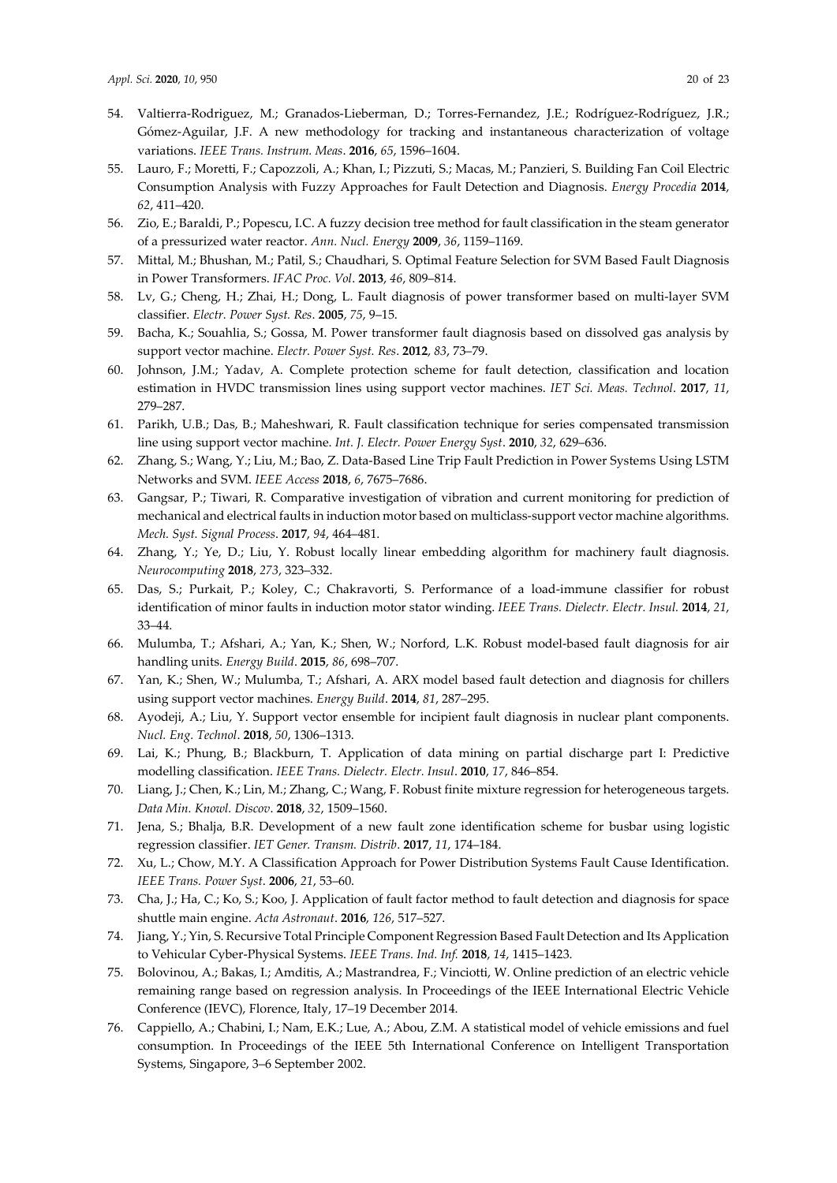54. Valtierra-Rodriguez, M.; Granados-Lieberman, D.; Torres-Fernandez, J.E.; Rodríguez-Rodríguez, J.R.; Gómez-Aguilar, J.F. A new methodology for tracking and instantaneous characterization of voltage variations. *IEEE Trans. Instrum. Meas*. **2016**, *65*, 1596–1604.
55. Lauro, F.; Moretti, F.; Capozzoli, A.; Khan, I.; Pizzuti, S.; Macas, M.; Panzieri, S. Building Fan Coil Electric Consumption Analysis with Fuzzy Approaches for Fault Detection and Diagnosis. *Energy Procedia* **2014**, *62*, 411–420.
56. Zio, E.; Baraldi, P.; Popescu, I.C. A fuzzy decision tree method for fault classification in the steam generator of a pressurized water reactor. *Ann. Nucl. Energy* **2009**, *36*, 1159–1169.
57. Mittal, M.; Bhushan, M.; Patil, S.; Chaudhari, S. Optimal Feature Selection for SVM Based Fault Diagnosis in Power Transformers. *IFAC Proc. Vol*. **2013**, *46*, 809–814.
58. Lv, G.; Cheng, H.; Zhai, H.; Dong, L. Fault diagnosis of power transformer based on multi-layer SVM classifier. *Electr. Power Syst. Res*. **2005**, *75*, 9–15.
59. Bacha, K.; Souahlia, S.; Gossa, M. Power transformer fault diagnosis based on dissolved gas analysis by support vector machine. *Electr. Power Syst. Res*. **2012**, *83*, 73–79.
60. Johnson, J.M.; Yadav, A. Complete protection scheme for fault detection, classification and location estimation in HVDC transmission lines using support vector machines. *IET Sci. Meas. Technol*. **2017**, *11*, 279–287.
61. Parikh, U.B.; Das, B.; Maheshwari, R. Fault classification technique for series compensated transmission line using support vector machine. *Int. J. Electr. Power Energy Syst*. **2010**, *32*, 629–636.
62. Zhang, S.; Wang, Y.; Liu, M.; Bao, Z. Data-Based Line Trip Fault Prediction in Power Systems Using LSTM Networks and SVM. *IEEE Access* **2018**, *6*, 7675–7686.
63. Gangsar, P.; Tiwari, R. Comparative investigation of vibration and current monitoring for prediction of mechanical and electrical faults in induction motor based on multiclass-support vector machine algorithms. *Mech. Syst. Signal Process*. **2017**, *94*, 464–481.
64. Zhang, Y.; Ye, D.; Liu, Y. Robust locally linear embedding algorithm for machinery fault diagnosis. *Neurocomputing* **2018**, *273*, 323–332.
65. Das, S.; Purkait, P.; Koley, C.; Chakravorti, S. Performance of a load-immune classifier for robust identification of minor faults in induction motor stator winding. *IEEE Trans. Dielectr. Electr. Insul.* **2014**, *21*, 33–44.
66. Mulumba, T.; Afshari, A.; Yan, K.; Shen, W.; Norford, L.K. Robust model-based fault diagnosis for air handling units. *Energy Build*. **2015**, *86*, 698–707.
67. Yan, K.; Shen, W.; Mulumba, T.; Afshari, A. ARX model based fault detection and diagnosis for chillers using support vector machines. *Energy Build*. **2014**, *81*, 287–295.
68. Ayodeji, A.; Liu, Y. Support vector ensemble for incipient fault diagnosis in nuclear plant components. *Nucl. Eng. Technol*. **2018**, *50*, 1306–1313.
69. Lai, K.; Phung, B.; Blackburn, T. Application of data mining on partial discharge part I: Predictive modelling classification. *IEEE Trans. Dielectr. Electr. Insul*. **2010**, *17*, 846–854.
70. Liang, J.; Chen, K.; Lin, M.; Zhang, C.; Wang, F. Robust finite mixture regression for heterogeneous targets. *Data Min. Knowl. Discov*. **2018**, *32*, 1509–1560.
71. Jena, S.; Bhalja, B.R. Development of a new fault zone identification scheme for busbar using logistic regression classifier. *IET Gener. Transm. Distrib*. **2017**, *11*, 174–184.
72. Xu, L.; Chow, M.Y. A Classification Approach for Power Distribution Systems Fault Cause Identification. *IEEE Trans. Power Syst*. **2006**, *21*, 53–60.
73. Cha, J.; Ha, C.; Ko, S.; Koo, J. Application of fault factor method to fault detection and diagnosis for space shuttle main engine. *Acta Astronaut*. **2016**, *126*, 517–527.
74. Jiang, Y.; Yin, S. Recursive Total Principle Component Regression Based Fault Detection and Its Application to Vehicular Cyber-Physical Systems. *IEEE Trans. Ind. Inf.* **2018**, *14*, 1415–1423.
75. Bolovinou, A.; Bakas, I.; Amditis, A.; Mastrandrea, F.; Vinciotti, W. Online prediction of an electric vehicle remaining range based on regression analysis. In Proceedings of the IEEE International Electric Vehicle Conference (IEVC), Florence, Italy, 17–19 December 2014.
76. Cappiello, A.; Chabini, I.; Nam, E.K.; Lue, A.; Abou, Z.M. A statistical model of vehicle emissions and fuel consumption. In Proceedings of the IEEE 5th International Conference on Intelligent Transportation Systems, Singapore, 3–6 September 2002.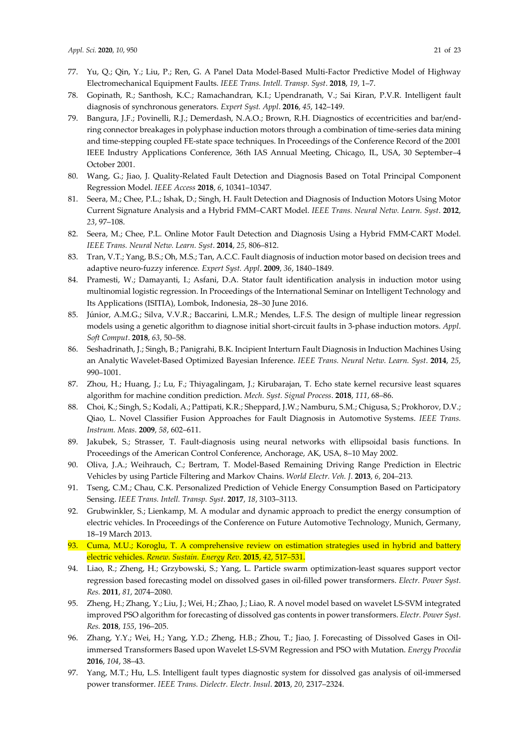77. Yu, Q.; Qin, Y.; Liu, P.; Ren, G. A Panel Data Model-Based Multi-Factor Predictive Model of Highway Electromechanical Equipment Faults. *IEEE Trans. Intell. Transp. Syst*. **2018**, *19*, 1–7.
78. Gopinath, R.; Santhosh, K.C.; Ramachandran, K.I.; Upendranath, V.; Sai Kiran, P.V.R. Intelligent fault diagnosis of synchronous generators. *Expert Syst. Appl*. **2016**, *45*, 142–149.
79. Bangura, J.F.; Povinelli, R.J.; Demerdash, N.A.O.; Brown, R.H. Diagnostics of eccentricities and bar/end-ring connector breakages in polyphase induction motors through a combination of time-series data mining and time-stepping coupled FE-state space techniques. In Proceedings of the Conference Record of the 2001 IEEE Industry Applications Conference, 36th IAS Annual Meeting, Chicago, IL, USA, 30 September–4 October 2001.
80. Wang, G.; Jiao, J. Quality-Related Fault Detection and Diagnosis Based on Total Principal Component Regression Model. *IEEE Access* **2018**, *6*, 10341–10347.
81. Seera, M.; Chee, P.L.; Ishak, D.; Singh, H. Fault Detection and Diagnosis of Induction Motors Using Motor Current Signature Analysis and a Hybrid FMM–CART Model. *IEEE Trans. Neural Netw. Learn. Syst*. **2012**, *23*, 97–108.
82. Seera, M.; Chee, P.L. Online Motor Fault Detection and Diagnosis Using a Hybrid FMM-CART Model. *IEEE Trans. Neural Netw. Learn. Syst*. **2014**, *25*, 806–812.
83. Tran, V.T.; Yang, B.S.; Oh, M.S.; Tan, A.C.C. Fault diagnosis of induction motor based on decision trees and adaptive neuro-fuzzy inference. *Expert Syst. Appl*. **2009**, *36*, 1840–1849.
84. Pramesti, W.; Damayanti, I.; Asfani, D.A. Stator fault identification analysis in induction motor using multinomial logistic regression. In Proceedings of the International Seminar on Intelligent Technology and Its Applications (ISITIA), Lombok, Indonesia, 28–30 June 2016.
85. Júnior, A.M.G.; Silva, V.V.R.; Baccarini, L.M.R.; Mendes, L.F.S. The design of multiple linear regression models using a genetic algorithm to diagnose initial short-circuit faults in 3-phase induction motors. *Appl. Soft Comput*. **2018**, *63*, 50–58.
86. Seshadrinath, J.; Singh, B.; Panigrahi, B.K. Incipient Interturn Fault Diagnosis in Induction Machines Using an Analytic Wavelet-Based Optimized Bayesian Inference. *IEEE Trans. Neural Netw. Learn. Syst*. **2014**, *25*, 990–1001.
87. Zhou, H.; Huang, J.; Lu, F.; Thiyagalingam, J.; Kirubarajan, T. Echo state kernel recursive least squares algorithm for machine condition prediction. *Mech. Syst. Signal Process*. **2018**, *111*, 68–86.
88. Choi, K.; Singh, S.; Kodali, A.; Pattipati, K.R.; Sheppard, J.W.; Namburu, S.M.; Chigusa, S.; Prokhorov, D.V.; Qiao, L. Novel Classifier Fusion Approaches for Fault Diagnosis in Automotive Systems. *IEEE Trans. Instrum. Meas.* **2009**, *58*, 602–611.
89. Jakubek, S.; Strasser, T. Fault-diagnosis using neural networks with ellipsoidal basis functions. In Proceedings of the American Control Conference, Anchorage, AK, USA, 8–10 May 2002.
90. Oliva, J.A.; Weihrauch, C.; Bertram, T. Model-Based Remaining Driving Range Prediction in Electric Vehicles by using Particle Filtering and Markov Chains. *World Electr. Veh. J*. **2013**, *6*, 204–213.
91. Tseng, C.M.; Chau, C.K. Personalized Prediction of Vehicle Energy Consumption Based on Participatory Sensing. *IEEE Trans. Intell. Transp. Syst*. **2017**, *18*, 3103–3113.
92. Grubwinkler, S.; Lienkamp, M. A modular and dynamic approach to predict the energy consumption of electric vehicles. In Proceedings of the Conference on Future Automotive Technology, Munich, Germany, 18–19 March 2013.
93. Cuma, M.U.; Koroglu, T. A comprehensive review on estimation strategies used in hybrid and battery electric vehicles. *Renew. Sustain. Energy Rev*. **2015**, *42*, 517–531.
94. Liao, R.; Zheng, H.; Grzybowski, S.; Yang, L. Particle swarm optimization-least squares support vector regression based forecasting model on dissolved gases in oil-filled power transformers. *Electr. Power Syst. Res.* **2011**, *81*, 2074–2080.
95. Zheng, H.; Zhang, Y.; Liu, J.; Wei, H.; Zhao, J.; Liao, R. A novel model based on wavelet LS-SVM integrated improved PSO algorithm for forecasting of dissolved gas contents in power transformers. *Electr. Power Syst. Res.* **2018**, *155*, 196–205.
96. Zhang, Y.Y.; Wei, H.; Yang, Y.D.; Zheng, H.B.; Zhou, T.; Jiao, J. Forecasting of Dissolved Gases in Oil-immersed Transformers Based upon Wavelet LS-SVM Regression and PSO with Mutation. *Energy Procedia* **2016**, *104*, 38–43.
97. Yang, M.T.; Hu, L.S. Intelligent fault types diagnostic system for dissolved gas analysis of oil-immersed power transformer. *IEEE Trans. Dielectr. Electr. Insul*. **2013**, *20*, 2317–2324.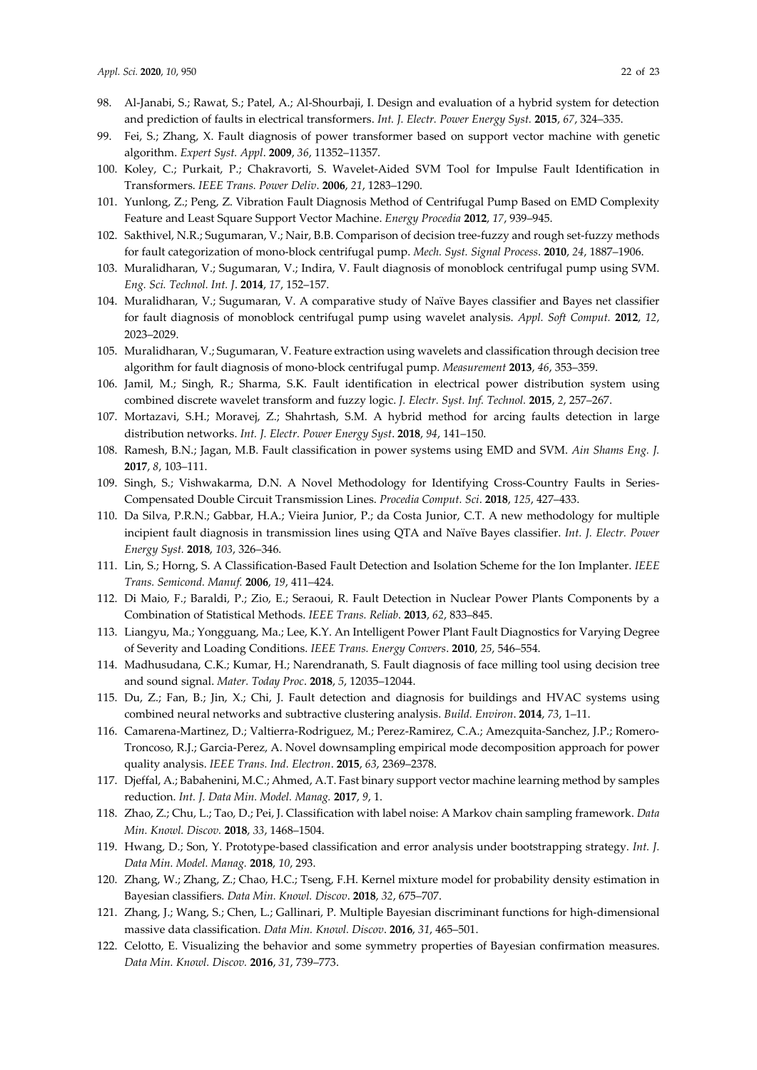98. Al-Janabi, S.; Rawat, S.; Patel, A.; Al-Shourbaji, I. Design and evaluation of a hybrid system for detection and prediction of faults in electrical transformers. *Int. J. Electr. Power Energy Syst.* **2015**, *67*, 324–335.
99. Fei, S.; Zhang, X. Fault diagnosis of power transformer based on support vector machine with genetic algorithm. *Expert Syst. Appl*. **2009**, *36*, 11352–11357.
100. Koley, C.; Purkait, P.; Chakravorti, S. Wavelet-Aided SVM Tool for Impulse Fault Identification in Transformers. *IEEE Trans. Power Deliv*. **2006**, *21*, 1283–1290.
101. Yunlong, Z.; Peng, Z. Vibration Fault Diagnosis Method of Centrifugal Pump Based on EMD Complexity Feature and Least Square Support Vector Machine. *Energy Procedia* **2012**, *17*, 939–945.
102. Sakthivel, N.R.; Sugumaran, V.; Nair, B.B. Comparison of decision tree-fuzzy and rough set-fuzzy methods for fault categorization of mono-block centrifugal pump. *Mech. Syst. Signal Process*. **2010**, *24*, 1887–1906.
103. Muralidharan, V.; Sugumaran, V.; Indira, V. Fault diagnosis of monoblock centrifugal pump using SVM. *Eng. Sci. Technol. Int. J*. **2014**, *17*, 152–157.
104. Muralidharan, V.; Sugumaran, V. A comparative study of Naïve Bayes classifier and Bayes net classifier for fault diagnosis of monoblock centrifugal pump using wavelet analysis. *Appl. Soft Comput.* **2012**, *12*, 2023–2029.
105. Muralidharan, V.; Sugumaran, V. Feature extraction using wavelets and classification through decision tree algorithm for fault diagnosis of mono-block centrifugal pump. *Measurement* **2013**, *46*, 353–359.
106. Jamil, M.; Singh, R.; Sharma, S.K. Fault identification in electrical power distribution system using combined discrete wavelet transform and fuzzy logic. *J. Electr. Syst. Inf. Technol.* **2015**, *2*, 257–267.
107. Mortazavi, S.H.; Moravej, Z.; Shahrtash, S.M. A hybrid method for arcing faults detection in large distribution networks. *Int. J. Electr. Power Energy Syst*. **2018**, *94*, 141–150.
108. Ramesh, B.N.; Jagan, M.B. Fault classification in power systems using EMD and SVM. *Ain Shams Eng. J.* **2017**, *8*, 103–111.
109. Singh, S.; Vishwakarma, D.N. A Novel Methodology for Identifying Cross-Country Faults in Series-Compensated Double Circuit Transmission Lines. *Procedia Comput. Sci*. **2018**, *125*, 427–433.
110. Da Silva, P.R.N.; Gabbar, H.A.; Vieira Junior, P.; da Costa Junior, C.T. A new methodology for multiple incipient fault diagnosis in transmission lines using QTA and Naïve Bayes classifier. *Int. J. Electr. Power Energy Syst.* **2018**, *103*, 326–346.
111. Lin, S.; Horng, S. A Classification-Based Fault Detection and Isolation Scheme for the Ion Implanter. *IEEE Trans. Semicond. Manuf.* **2006**, *19*, 411–424.
112. Di Maio, F.; Baraldi, P.; Zio, E.; Seraoui, R. Fault Detection in Nuclear Power Plants Components by a Combination of Statistical Methods. *IEEE Trans. Reliab*. **2013**, *62*, 833–845.
113. Liangyu, Ma.; Yongguang, Ma.; Lee, K.Y. An Intelligent Power Plant Fault Diagnostics for Varying Degree of Severity and Loading Conditions. *IEEE Trans. Energy Convers*. **2010**, *25*, 546–554.
114. Madhusudana, C.K.; Kumar, H.; Narendranath, S. Fault diagnosis of face milling tool using decision tree and sound signal. *Mater. Today Proc*. **2018**, *5*, 12035–12044.
115. Du, Z.; Fan, B.; Jin, X.; Chi, J. Fault detection and diagnosis for buildings and HVAC systems using combined neural networks and subtractive clustering analysis. *Build. Environ*. **2014**, *73*, 1–11.
116. Camarena-Martinez, D.; Valtierra-Rodriguez, M.; Perez-Ramirez, C.A.; Amezquita-Sanchez, J.P.; Romero-Troncoso, R.J.; Garcia-Perez, A. Novel downsampling empirical mode decomposition approach for power quality analysis. *IEEE Trans. Ind. Electron*. **2015**, *63*, 2369–2378.
117. Djeffal, A.; Babahenini, M.C.; Ahmed, A.T. Fast binary support vector machine learning method by samples reduction. *Int. J. Data Min. Model. Manag.* **2017**, *9*, 1.
118. Zhao, Z.; Chu, L.; Tao, D.; Pei, J. Classification with label noise: A Markov chain sampling framework. *Data Min. Knowl. Discov.* **2018**, *33*, 1468–1504.
119. Hwang, D.; Son, Y. Prototype-based classification and error analysis under bootstrapping strategy. *Int. J. Data Min. Model. Manag.* **2018**, *10*, 293.
120. Zhang, W.; Zhang, Z.; Chao, H.C.; Tseng, F.H. Kernel mixture model for probability density estimation in Bayesian classifiers. *Data Min. Knowl. Discov*. **2018**, *32*, 675–707.
121. Zhang, J.; Wang, S.; Chen, L.; Gallinari, P. Multiple Bayesian discriminant functions for high-dimensional massive data classification. *Data Min. Knowl. Discov*. **2016**, *31*, 465–501.
122. Celotto, E. Visualizing the behavior and some symmetry properties of Bayesian confirmation measures. *Data Min. Knowl. Discov.* **2016**, *31*, 739–773.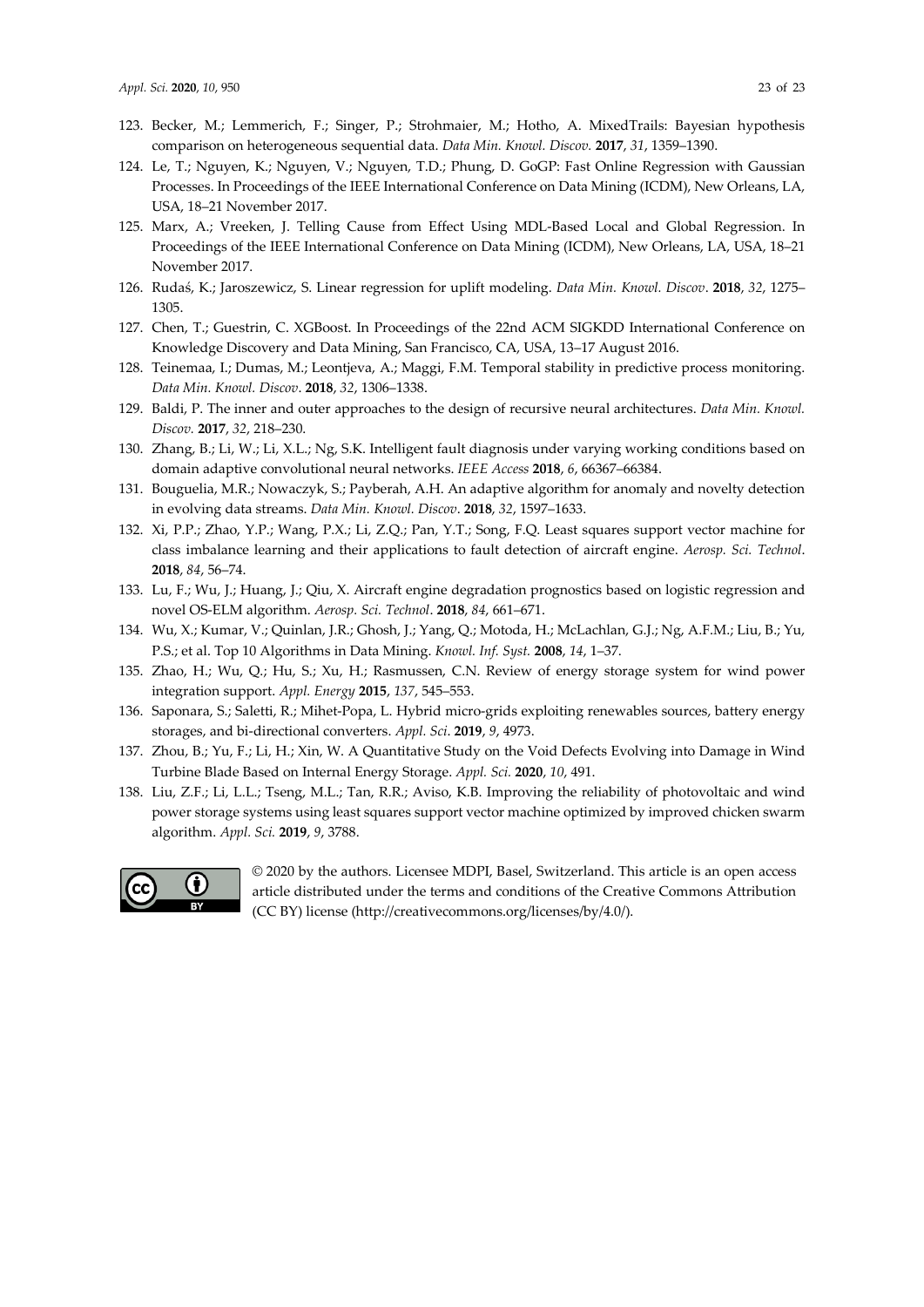123. Becker, M.; Lemmerich, F.; Singer, P.; Strohmaier, M.; Hotho, A. MixedTrails: Bayesian hypothesis comparison on heterogeneous sequential data. *Data Min. Knowl. Discov.* **2017**, *31*, 1359–1390.
124. Le, T.; Nguyen, K.; Nguyen, V.; Nguyen, T.D.; Phung, D. GoGP: Fast Online Regression with Gaussian Processes. In Proceedings of the IEEE International Conference on Data Mining (ICDM), New Orleans, LA, USA, 18–21 November 2017.
125. Marx, A.; Vreeken, J. Telling Cause from Effect Using MDL-Based Local and Global Regression. In Proceedings of the IEEE International Conference on Data Mining (ICDM), New Orleans, LA, USA, 18–21 November 2017.
126. Rudaś, K.; Jaroszewicz, S. Linear regression for uplift modeling. *Data Min. Knowl. Discov*. **2018**, *32*, 1275–1305.
127. Chen, T.; Guestrin, C. XGBoost. In Proceedings of the 22nd ACM SIGKDD International Conference on Knowledge Discovery and Data Mining, San Francisco, CA, USA, 13–17 August 2016.
128. Teinemaa, I.; Dumas, M.; Leontjeva, A.; Maggi, F.M. Temporal stability in predictive process monitoring. *Data Min. Knowl. Discov*. **2018**, *32*, 1306–1338.
129. Baldi, P. The inner and outer approaches to the design of recursive neural architectures. *Data Min. Knowl. Discov.* **2017**, *32*, 218–230.
130. Zhang, B.; Li, W.; Li, X.L.; Ng, S.K. Intelligent fault diagnosis under varying working conditions based on domain adaptive convolutional neural networks. *IEEE Access* **2018**, *6*, 66367–66384.
131. Bouguelia, M.R.; Nowaczyk, S.; Payberah, A.H. An adaptive algorithm for anomaly and novelty detection in evolving data streams. *Data Min. Knowl. Discov*. **2018**, *32*, 1597–1633.
132. Xi, P.P.; Zhao, Y.P.; Wang, P.X.; Li, Z.Q.; Pan, Y.T.; Song, F.Q. Least squares support vector machine for class imbalance learning and their applications to fault detection of aircraft engine. *Aerosp. Sci. Technol*. **2018**, *84*, 56–74.
133. Lu, F.; Wu, J.; Huang, J.; Qiu, X. Aircraft engine degradation prognostics based on logistic regression and novel OS-ELM algorithm. *Aerosp. Sci. Technol*. **2018**, *84*, 661–671.
134. Wu, X.; Kumar, V.; Quinlan, J.R.; Ghosh, J.; Yang, Q.; Motoda, H.; McLachlan, G.J.; Ng, A.F.M.; Liu, B.; Yu, P.S.; et al. Top 10 Algorithms in Data Mining. *Knowl. Inf. Syst.* **2008**, *14*, 1–37.
135. Zhao, H.; Wu, Q.; Hu, S.; Xu, H.; Rasmussen, C.N. Review of energy storage system for wind power integration support. *Appl. Energy* **2015**, *137*, 545–553.
136. Saponara, S.; Saletti, R.; Mihet-Popa, L. Hybrid micro-grids exploiting renewables sources, battery energy storages, and bi-directional converters. *Appl. Sci*. **2019**, *9*, 4973.
137. Zhou, B.; Yu, F.; Li, H.; Xin, W. A Quantitative Study on the Void Defects Evolving into Damage in Wind Turbine Blade Based on Internal Energy Storage. *Appl. Sci.* **2020**, *10*, 491.
138. Liu, Z.F.; Li, L.L.; Tseng, M.L.; Tan, R.R.; Aviso, K.B. Improving the reliability of photovoltaic and wind power storage systems using least squares support vector machine optimized by improved chicken swarm algorithm. *Appl. Sci.* **2019**, *9*, 3788.

© 2020 by the authors. Licensee MDPI, Basel, Switzerland. This article is an open access article distributed under the terms and conditions of the Creative Commons Attribution (CC BY) license (http://creativecommons.org/licenses/by/4.0/).